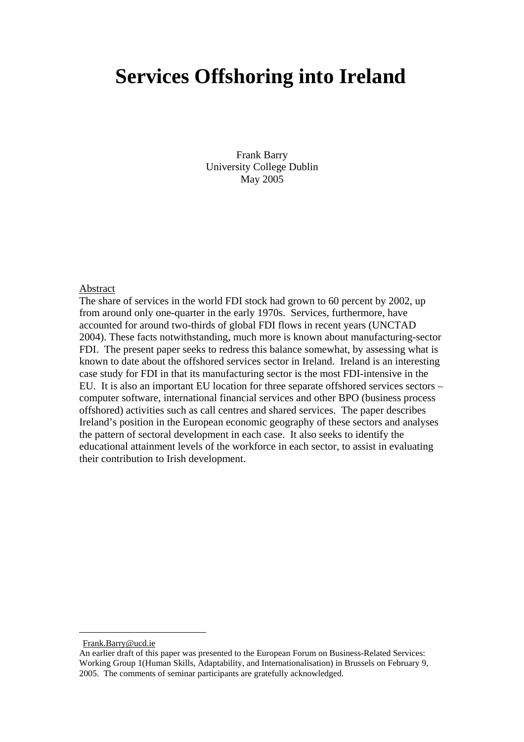# Services Offshoring into Ireland

Frank Barry
University College Dublin
May 2005

Abstract

The share of services in the world FDI stock had grown to 60 percent by 2002, up from around only one-quarter in the early 1970s. Services, furthermore, have accounted for around two-thirds of global FDI flows in recent years (UNCTAD 2004). These facts notwithstanding, much more is known about manufacturing-sector FDI. The present paper seeks to redress this balance somewhat, by assessing what is known to date about the offshored services sector in Ireland. Ireland is an interesting case study for FDI in that its manufacturing sector is the most FDI-intensive in the EU. It is also an important EU location for three separate offshored services sectors – computer software, international financial services and other BPO (business process offshored) activities such as call centres and shared services. The paper describes Ireland's position in the European economic geography of these sectors and analyses the pattern of sectoral development in each case. It also seeks to identify the educational attainment levels of the workforce in each sector, to assist in evaluating their contribution to Irish development.

---

Frank.Barry@ucd.ie

An earlier draft of this paper was presented to the European Forum on Business-Related Services: Working Group 1(Human Skills, Adaptability, and Internationalisation) in Brussels on February 9, 2005. The comments of seminar participants are gratefully acknowledged.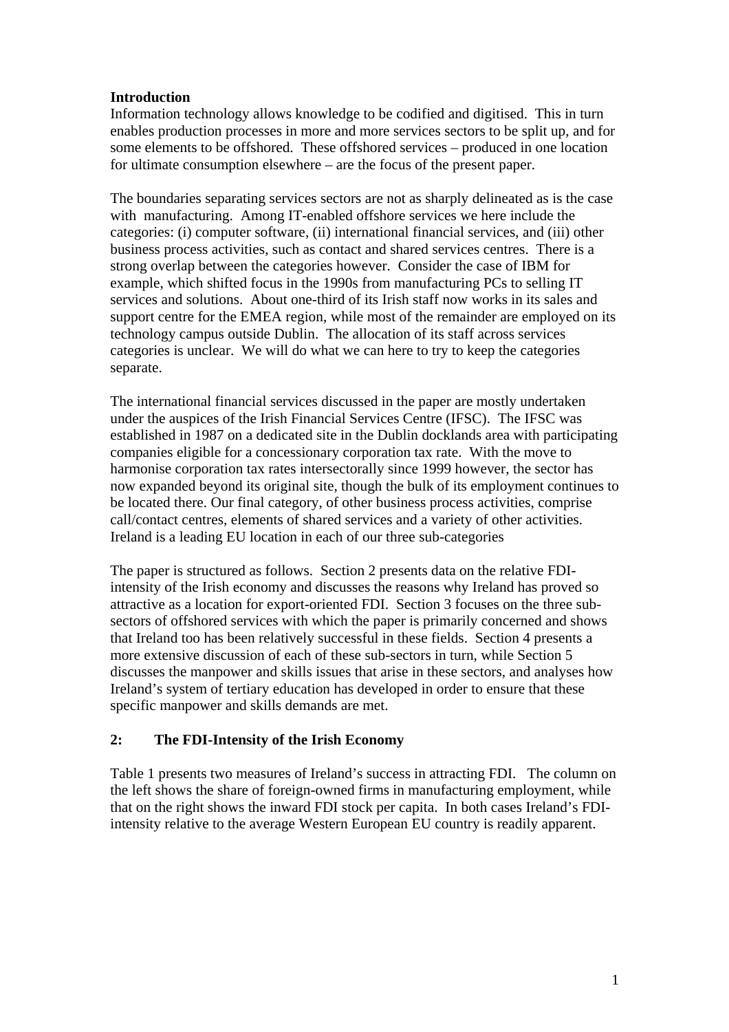**Introduction**

Information technology allows knowledge to be codified and digitised. This in turn enables production processes in more and more services sectors to be split up, and for some elements to be offshored. These offshored services – produced in one location for ultimate consumption elsewhere – are the focus of the present paper.

The boundaries separating services sectors are not as sharply delineated as is the case with manufacturing. Among IT-enabled offshore services we here include the categories: (i) computer software, (ii) international financial services, and (iii) other business process activities, such as contact and shared services centres. There is a strong overlap between the categories however. Consider the case of IBM for example, which shifted focus in the 1990s from manufacturing PCs to selling IT services and solutions. About one-third of its Irish staff now works in its sales and support centre for the EMEA region, while most of the remainder are employed on its technology campus outside Dublin. The allocation of its staff across services categories is unclear. We will do what we can here to try to keep the categories separate.

The international financial services discussed in the paper are mostly undertaken under the auspices of the Irish Financial Services Centre (IFSC). The IFSC was established in 1987 on a dedicated site in the Dublin docklands area with participating companies eligible for a concessionary corporation tax rate. With the move to harmonise corporation tax rates intersectorally since 1999 however, the sector has now expanded beyond its original site, though the bulk of its employment continues to be located there. Our final category, of other business process activities, comprise call/contact centres, elements of shared services and a variety of other activities. Ireland is a leading EU location in each of our three sub-categories

The paper is structured as follows. Section 2 presents data on the relative FDI-intensity of the Irish economy and discusses the reasons why Ireland has proved so attractive as a location for export-oriented FDI. Section 3 focuses on the three sub-sectors of offshored services with which the paper is primarily concerned and shows that Ireland too has been relatively successful in these fields. Section 4 presents a more extensive discussion of each of these sub-sectors in turn, while Section 5 discusses the manpower and skills issues that arise in these sectors, and analyses how Ireland's system of tertiary education has developed in order to ensure that these specific manpower and skills demands are met.

## 2: The FDI-Intensity of the Irish Economy

Table 1 presents two measures of Ireland's success in attracting FDI. The column on the left shows the share of foreign-owned firms in manufacturing employment, while that on the right shows the inward FDI stock per capita. In both cases Ireland's FDI-intensity relative to the average Western European EU country is readily apparent.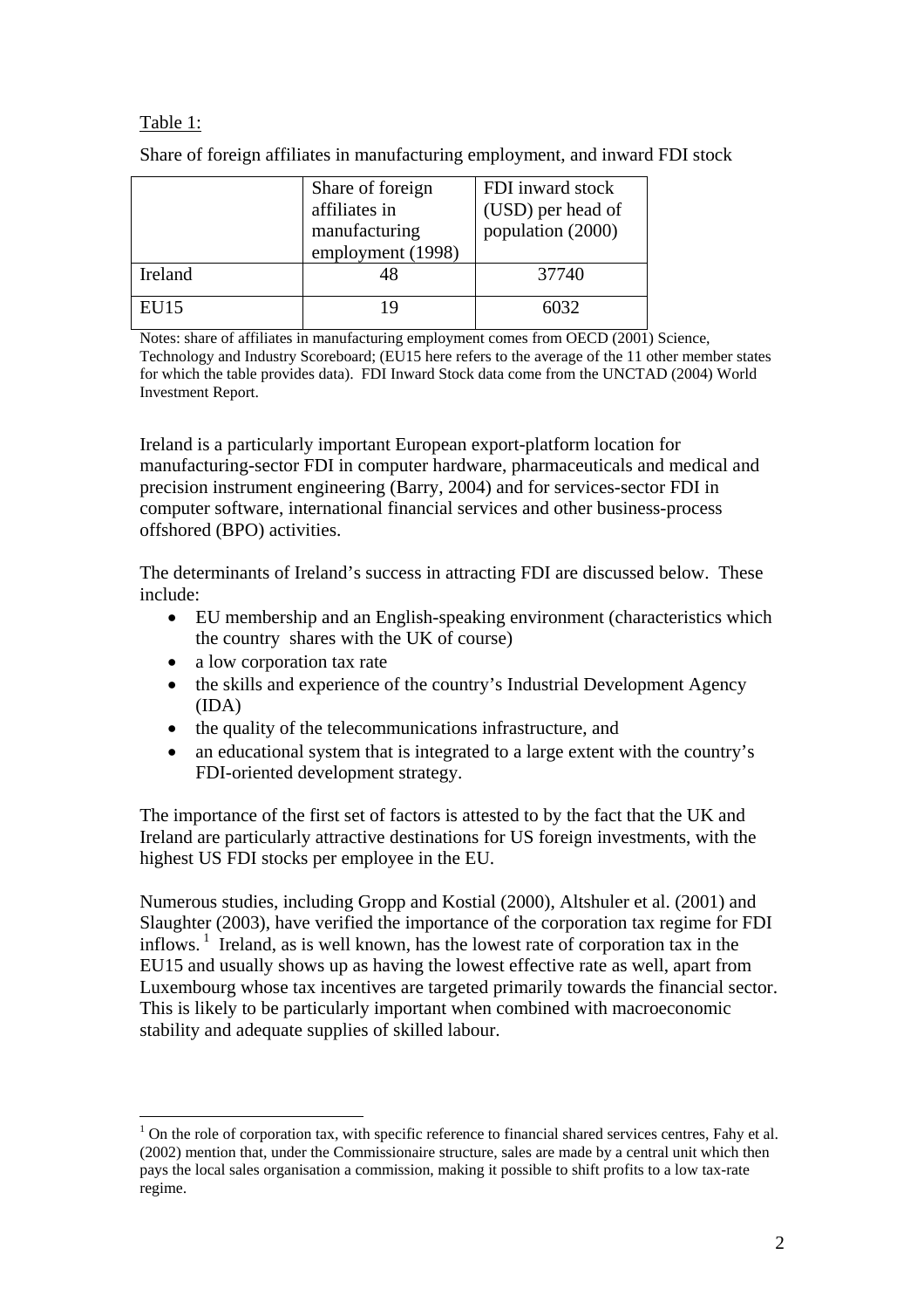Table 1:

Share of foreign affiliates in manufacturing employment, and inward FDI stock

| | Share of foreign affiliates in manufacturing employment (1998) | FDI inward stock (USD) per head of population (2000) |
|---|---|---|
| Ireland | 48 | 37740 |
| EU15 | 19 | 6032 |

Notes: share of affiliates in manufacturing employment comes from OECD (2001) Science, Technology and Industry Scoreboard; (EU15 here refers to the average of the 11 other member states for which the table provides data). FDI Inward Stock data come from the UNCTAD (2004) World Investment Report.

Ireland is a particularly important European export-platform location for manufacturing-sector FDI in computer hardware, pharmaceuticals and medical and precision instrument engineering (Barry, 2004) and for services-sector FDI in computer software, international financial services and other business-process offshored (BPO) activities.

The determinants of Ireland's success in attracting FDI are discussed below. These include:

- EU membership and an English-speaking environment (characteristics which the country shares with the UK of course)
- a low corporation tax rate
- the skills and experience of the country's Industrial Development Agency (IDA)
- the quality of the telecommunications infrastructure, and
- an educational system that is integrated to a large extent with the country's FDI-oriented development strategy.

The importance of the first set of factors is attested to by the fact that the UK and Ireland are particularly attractive destinations for US foreign investments, with the highest US FDI stocks per employee in the EU.

Numerous studies, including Gropp and Kostial (2000), Altshuler et al. (2001) and Slaughter (2003), have verified the importance of the corporation tax regime for FDI inflows.[1] Ireland, as is well known, has the lowest rate of corporation tax in the EU15 and usually shows up as having the lowest effective rate as well, apart from Luxembourg whose tax incentives are targeted primarily towards the financial sector. This is likely to be particularly important when combined with macroeconomic stability and adequate supplies of skilled labour.

[1] On the role of corporation tax, with specific reference to financial shared services centres, Fahy et al. (2002) mention that, under the Commissionaire structure, sales are made by a central unit which then pays the local sales organisation a commission, making it possible to shift profits to a low tax-rate regime.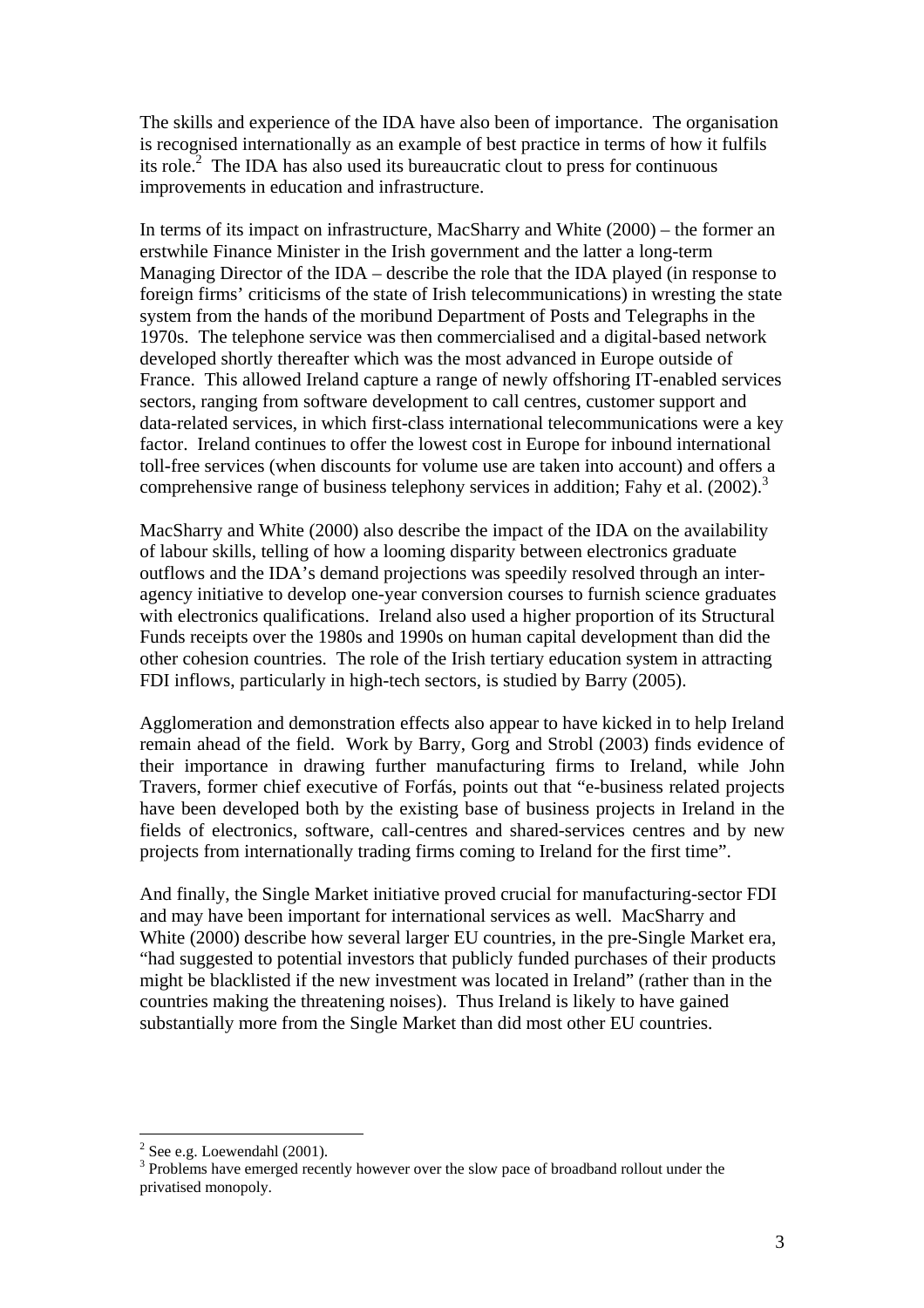The skills and experience of the IDA have also been of importance. The organisation is recognised internationally as an example of best practice in terms of how it fulfils its role.[2] The IDA has also used its bureaucratic clout to press for continuous improvements in education and infrastructure.

In terms of its impact on infrastructure, MacSharry and White (2000) – the former an erstwhile Finance Minister in the Irish government and the latter a long-term Managing Director of the IDA – describe the role that the IDA played (in response to foreign firms' criticisms of the state of Irish telecommunications) in wresting the state system from the hands of the moribund Department of Posts and Telegraphs in the 1970s. The telephone service was then commercialised and a digital-based network developed shortly thereafter which was the most advanced in Europe outside of France. This allowed Ireland capture a range of newly offshoring IT-enabled services sectors, ranging from software development to call centres, customer support and data-related services, in which first-class international telecommunications were a key factor. Ireland continues to offer the lowest cost in Europe for inbound international toll-free services (when discounts for volume use are taken into account) and offers a comprehensive range of business telephony services in addition; Fahy et al. (2002).[3]

MacSharry and White (2000) also describe the impact of the IDA on the availability of labour skills, telling of how a looming disparity between electronics graduate outflows and the IDA's demand projections was speedily resolved through an inter-agency initiative to develop one-year conversion courses to furnish science graduates with electronics qualifications. Ireland also used a higher proportion of its Structural Funds receipts over the 1980s and 1990s on human capital development than did the other cohesion countries. The role of the Irish tertiary education system in attracting FDI inflows, particularly in high-tech sectors, is studied by Barry (2005).

Agglomeration and demonstration effects also appear to have kicked in to help Ireland remain ahead of the field. Work by Barry, Gorg and Strobl (2003) finds evidence of their importance in drawing further manufacturing firms to Ireland, while John Travers, former chief executive of Forfás, points out that "e-business related projects have been developed both by the existing base of business projects in Ireland in the fields of electronics, software, call-centres and shared-services centres and by new projects from internationally trading firms coming to Ireland for the first time".

And finally, the Single Market initiative proved crucial for manufacturing-sector FDI and may have been important for international services as well. MacSharry and White (2000) describe how several larger EU countries, in the pre-Single Market era, "had suggested to potential investors that publicly funded purchases of their products might be blacklisted if the new investment was located in Ireland" (rather than in the countries making the threatening noises). Thus Ireland is likely to have gained substantially more from the Single Market than did most other EU countries.

---

[2] See e.g. Loewendahl (2001).

[3] Problems have emerged recently however over the slow pace of broadband rollout under the privatised monopoly.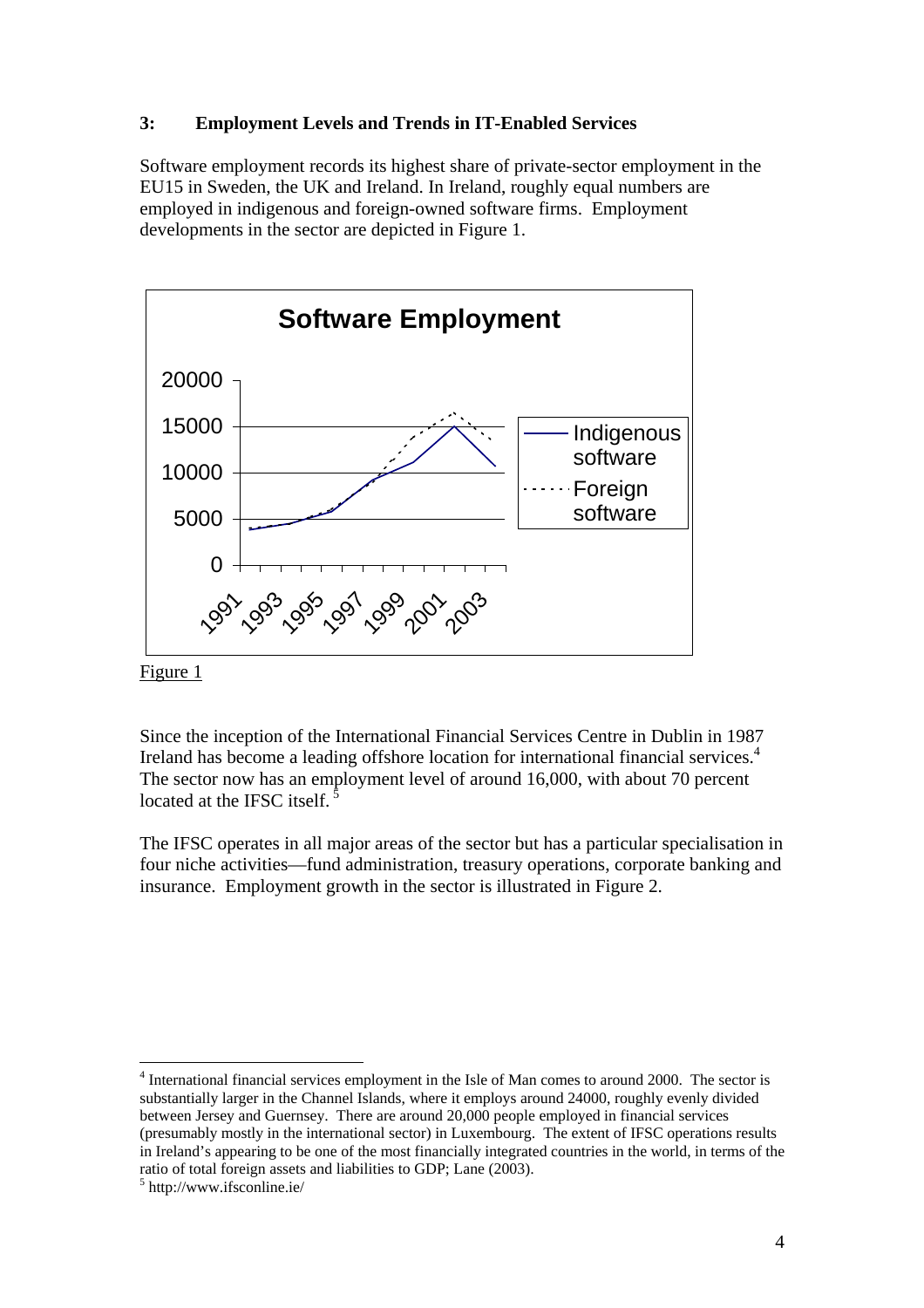### 3: Employment Levels and Trends in IT-Enabled Services

Software employment records its highest share of private-sector employment in the EU15 in Sweden, the UK and Ireland. In Ireland, roughly equal numbers are employed in indigenous and foreign-owned software firms. Employment developments in the sector are depicted in Figure 1.

Figure 1

Since the inception of the International Financial Services Centre in Dublin in 1987 Ireland has become a leading offshore location for international financial services.[4] The sector now has an employment level of around 16,000, with about 70 percent located at the IFSC itself.[5]

The IFSC operates in all major areas of the sector but has a particular specialisation in four niche activities—fund administration, treasury operations, corporate banking and insurance. Employment growth in the sector is illustrated in Figure 2.

---

[4] International financial services employment in the Isle of Man comes to around 2000. The sector is substantially larger in the Channel Islands, where it employs around 24000, roughly evenly divided between Jersey and Guernsey. There are around 20,000 people employed in financial services (presumably mostly in the international sector) in Luxembourg. The extent of IFSC operations results in Ireland's appearing to be one of the most financially integrated countries in the world, in terms of the ratio of total foreign assets and liabilities to GDP; Lane (2003).

[5] http://www.ifsconline.ie/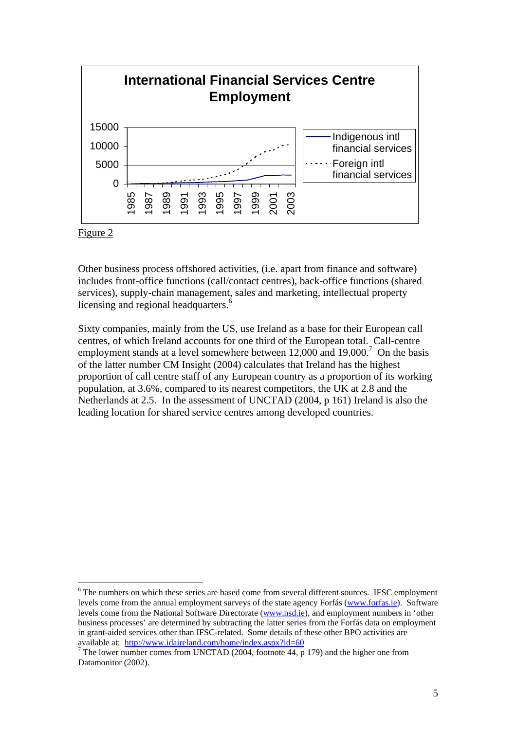**International Financial Services Centre Employment**

Figure 2

Other business process offshored activities, (i.e. apart from finance and software) includes front-office functions (call/contact centres), back-office functions (shared services), supply-chain management, sales and marketing, intellectual property licensing and regional headquarters.[6]

Sixty companies, mainly from the US, use Ireland as a base for their European call centres, of which Ireland accounts for one third of the European total. Call-centre employment stands at a level somewhere between 12,000 and 19,000.[7] On the basis of the latter number CM Insight (2004) calculates that Ireland has the highest proportion of call centre staff of any European country as a proportion of its working population, at 3.6%, compared to its nearest competitors, the UK at 2.8 and the Netherlands at 2.5. In the assessment of UNCTAD (2004, p 161) Ireland is also the leading location for shared service centres among developed countries.

---

[6] The numbers on which these series are based come from several different sources. IFSC employment levels come from the annual employment surveys of the state agency Forfás (www.forfas.ie). Software levels come from the National Software Directorate (www.nsd.ie), and employment numbers in 'other business processes' are determined by subtracting the latter series from the Forfás data on employment in grant-aided services other than IFSC-related. Some details of these other BPO activities are available at: http://www.idaireland.com/home/index.aspx?id=60

[7] The lower number comes from UNCTAD (2004, footnote 44, p 179) and the higher one from Datamonitor (2002).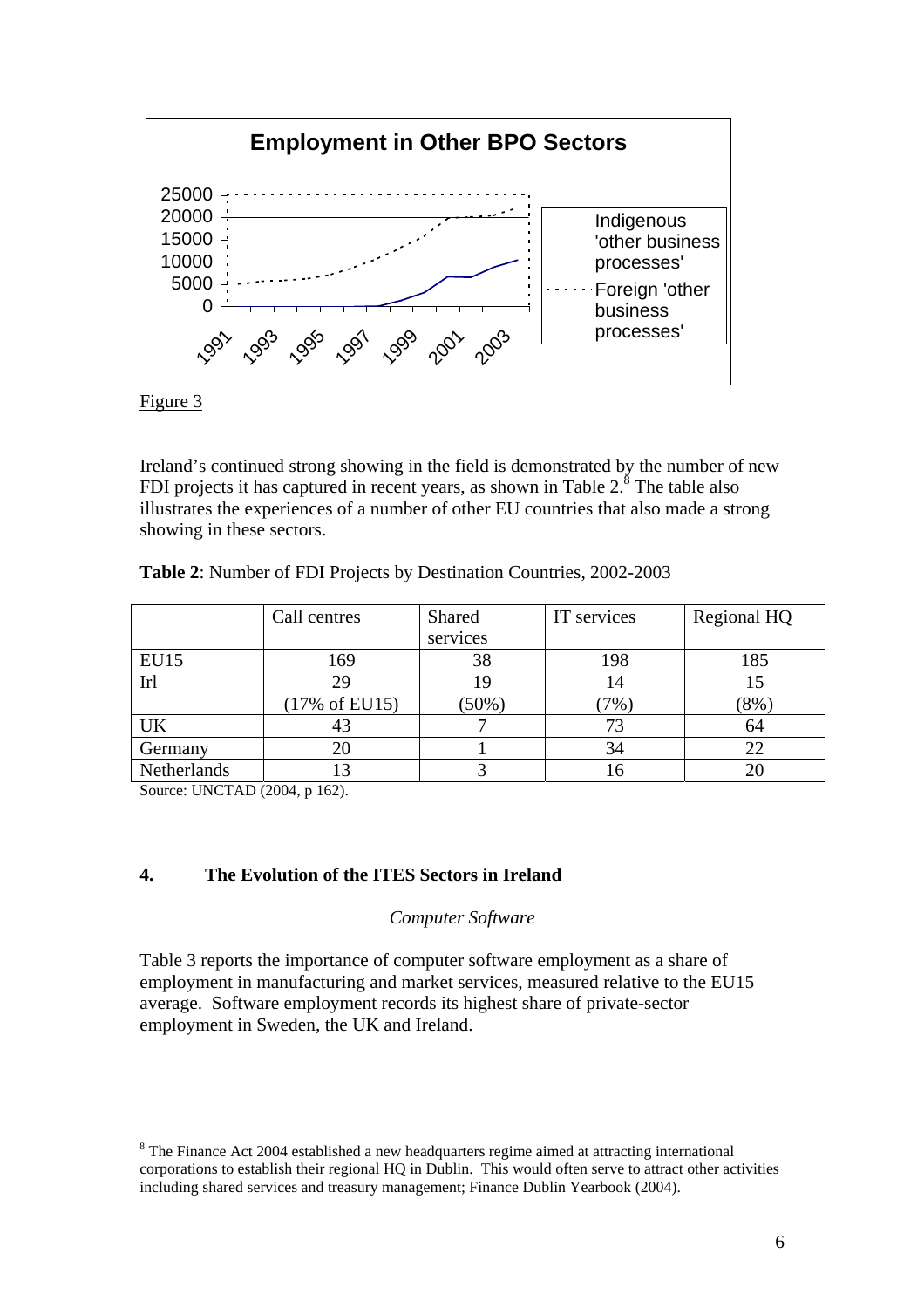Figure 3

Ireland's continued strong showing in the field is demonstrated by the number of new FDI projects it has captured in recent years, as shown in Table 2.[8] The table also illustrates the experiences of a number of other EU countries that also made a strong showing in these sectors.

**Table 2**: Number of FDI Projects by Destination Countries, 2002-2003

| | Call centres | Shared services | IT services | Regional HQ |
|---|---|---|---|---|
| EU15 | 169 | 38 | 198 | 185 |
| Irl | 29 (17% of EU15) | 19 (50%) | 14 (7%) | 15 (8%) |
| UK | 43 | 7 | 73 | 64 |
| Germany | 20 | 1 | 34 | 22 |
| Netherlands | 13 | 3 | 16 | 20 |

Source: UNCTAD (2004, p 162).

## 4. The Evolution of the ITES Sectors in Ireland

*Computer Software*

Table 3 reports the importance of computer software employment as a share of employment in manufacturing and market services, measured relative to the EU15 average. Software employment records its highest share of private-sector employment in Sweden, the UK and Ireland.

[8] The Finance Act 2004 established a new headquarters regime aimed at attracting international corporations to establish their regional HQ in Dublin. This would often serve to attract other activities including shared services and treasury management; Finance Dublin Yearbook (2004).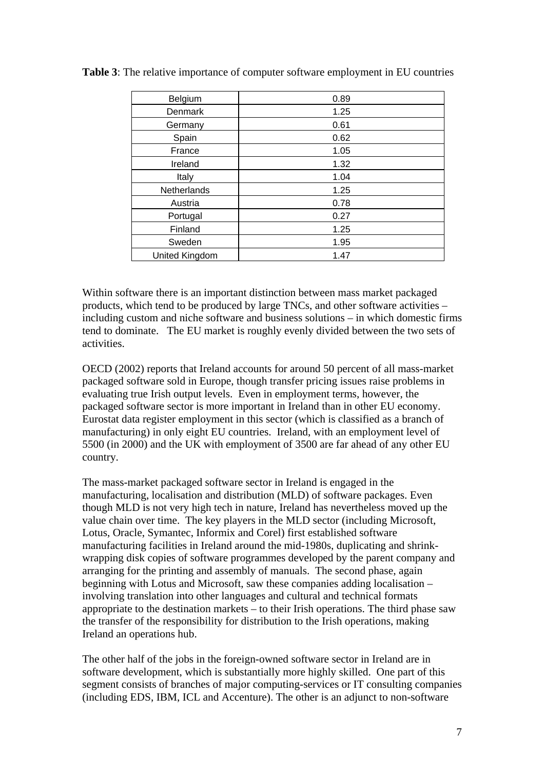**Table 3**: The relative importance of computer software employment in EU countries

| | |
|---|---|
| Belgium | 0.89 |
| Denmark | 1.25 |
| Germany | 0.61 |
| Spain | 0.62 |
| France | 1.05 |
| Ireland | 1.32 |
| Italy | 1.04 |
| Netherlands | 1.25 |
| Austria | 0.78 |
| Portugal | 0.27 |
| Finland | 1.25 |
| Sweden | 1.95 |
| United Kingdom | 1.47 |

Within software there is an important distinction between mass market packaged products, which tend to be produced by large TNCs, and other software activities – including custom and niche software and business solutions – in which domestic firms tend to dominate. The EU market is roughly evenly divided between the two sets of activities.

OECD (2002) reports that Ireland accounts for around 50 percent of all mass-market packaged software sold in Europe, though transfer pricing issues raise problems in evaluating true Irish output levels. Even in employment terms, however, the packaged software sector is more important in Ireland than in other EU economy. Eurostat data register employment in this sector (which is classified as a branch of manufacturing) in only eight EU countries. Ireland, with an employment level of 5500 (in 2000) and the UK with employment of 3500 are far ahead of any other EU country.

The mass-market packaged software sector in Ireland is engaged in the manufacturing, localisation and distribution (MLD) of software packages. Even though MLD is not very high tech in nature, Ireland has nevertheless moved up the value chain over time. The key players in the MLD sector (including Microsoft, Lotus, Oracle, Symantec, Informix and Corel) first established software manufacturing facilities in Ireland around the mid-1980s, duplicating and shrink-wrapping disk copies of software programmes developed by the parent company and arranging for the printing and assembly of manuals. The second phase, again beginning with Lotus and Microsoft, saw these companies adding localisation – involving translation into other languages and cultural and technical formats appropriate to the destination markets – to their Irish operations. The third phase saw the transfer of the responsibility for distribution to the Irish operations, making Ireland an operations hub.

The other half of the jobs in the foreign-owned software sector in Ireland are in software development, which is substantially more highly skilled. One part of this segment consists of branches of major computing-services or IT consulting companies (including EDS, IBM, ICL and Accenture). The other is an adjunct to non-software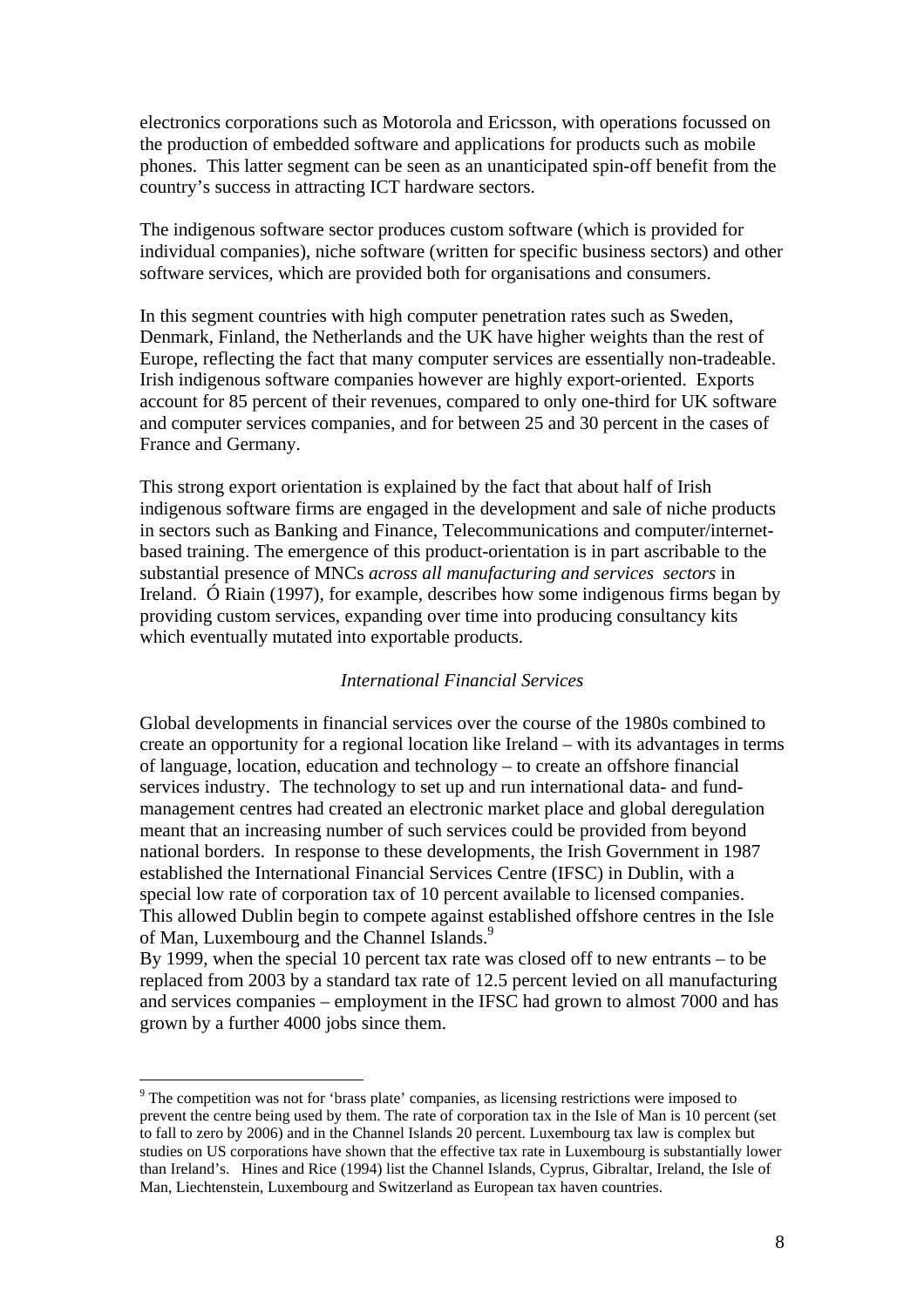electronics corporations such as Motorola and Ericsson, with operations focussed on the production of embedded software and applications for products such as mobile phones. This latter segment can be seen as an unanticipated spin-off benefit from the country's success in attracting ICT hardware sectors.

The indigenous software sector produces custom software (which is provided for individual companies), niche software (written for specific business sectors) and other software services, which are provided both for organisations and consumers.

In this segment countries with high computer penetration rates such as Sweden, Denmark, Finland, the Netherlands and the UK have higher weights than the rest of Europe, reflecting the fact that many computer services are essentially non-tradeable. Irish indigenous software companies however are highly export-oriented. Exports account for 85 percent of their revenues, compared to only one-third for UK software and computer services companies, and for between 25 and 30 percent in the cases of France and Germany.

This strong export orientation is explained by the fact that about half of Irish indigenous software firms are engaged in the development and sale of niche products in sectors such as Banking and Finance, Telecommunications and computer/internet-based training. The emergence of this product-orientation is in part ascribable to the substantial presence of MNCs *across all manufacturing and services sectors* in Ireland. Ó Riain (1997), for example, describes how some indigenous firms began by providing custom services, expanding over time into producing consultancy kits which eventually mutated into exportable products.

*International Financial Services*

Global developments in financial services over the course of the 1980s combined to create an opportunity for a regional location like Ireland – with its advantages in terms of language, location, education and technology – to create an offshore financial services industry. The technology to set up and run international data- and fund-management centres had created an electronic market place and global deregulation meant that an increasing number of such services could be provided from beyond national borders. In response to these developments, the Irish Government in 1987 established the International Financial Services Centre (IFSC) in Dublin, with a special low rate of corporation tax of 10 percent available to licensed companies. This allowed Dublin begin to compete against established offshore centres in the Isle of Man, Luxembourg and the Channel Islands.[9]
By 1999, when the special 10 percent tax rate was closed off to new entrants – to be replaced from 2003 by a standard tax rate of 12.5 percent levied on all manufacturing and services companies – employment in the IFSC had grown to almost 7000 and has grown by a further 4000 jobs since them.

---

[9] The competition was not for 'brass plate' companies, as licensing restrictions were imposed to prevent the centre being used by them. The rate of corporation tax in the Isle of Man is 10 percent (set to fall to zero by 2006) and in the Channel Islands 20 percent. Luxembourg tax law is complex but studies on US corporations have shown that the effective tax rate in Luxembourg is substantially lower than Ireland's. Hines and Rice (1994) list the Channel Islands, Cyprus, Gibraltar, Ireland, the Isle of Man, Liechtenstein, Luxembourg and Switzerland as European tax haven countries.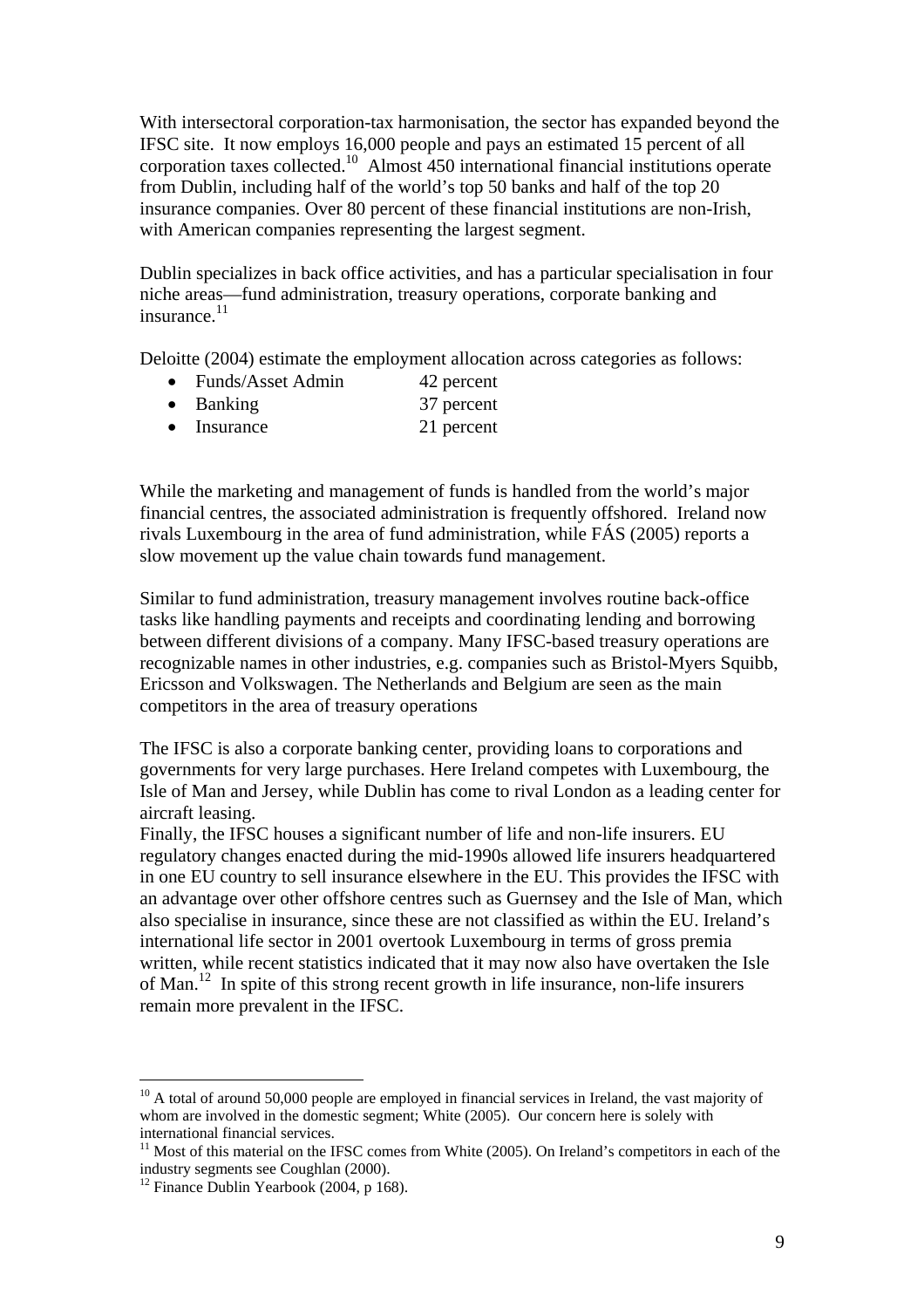With intersectoral corporation-tax harmonisation, the sector has expanded beyond the IFSC site. It now employs 16,000 people and pays an estimated 15 percent of all corporation taxes collected.[10] Almost 450 international financial institutions operate from Dublin, including half of the world's top 50 banks and half of the top 20 insurance companies. Over 80 percent of these financial institutions are non-Irish, with American companies representing the largest segment.

Dublin specializes in back office activities, and has a particular specialisation in four niche areas—fund administration, treasury operations, corporate banking and insurance.[11]

Deloitte (2004) estimate the employment allocation across categories as follows:

- Funds/Asset Admin 42 percent
- Banking 37 percent
- Insurance 21 percent

While the marketing and management of funds is handled from the world's major financial centres, the associated administration is frequently offshored. Ireland now rivals Luxembourg in the area of fund administration, while FÁS (2005) reports a slow movement up the value chain towards fund management.

Similar to fund administration, treasury management involves routine back-office tasks like handling payments and receipts and coordinating lending and borrowing between different divisions of a company. Many IFSC-based treasury operations are recognizable names in other industries, e.g. companies such as Bristol-Myers Squibb, Ericsson and Volkswagen. The Netherlands and Belgium are seen as the main competitors in the area of treasury operations

The IFSC is also a corporate banking center, providing loans to corporations and governments for very large purchases. Here Ireland competes with Luxembourg, the Isle of Man and Jersey, while Dublin has come to rival London as a leading center for aircraft leasing.

Finally, the IFSC houses a significant number of life and non-life insurers. EU regulatory changes enacted during the mid-1990s allowed life insurers headquartered in one EU country to sell insurance elsewhere in the EU. This provides the IFSC with an advantage over other offshore centres such as Guernsey and the Isle of Man, which also specialise in insurance, since these are not classified as within the EU. Ireland's international life sector in 2001 overtook Luxembourg in terms of gross premia written, while recent statistics indicated that it may now also have overtaken the Isle of Man.[12] In spite of this strong recent growth in life insurance, non-life insurers remain more prevalent in the IFSC.

---

[10] A total of around 50,000 people are employed in financial services in Ireland, the vast majority of whom are involved in the domestic segment; White (2005). Our concern here is solely with international financial services.

[11] Most of this material on the IFSC comes from White (2005). On Ireland's competitors in each of the industry segments see Coughlan (2000).

[12] Finance Dublin Yearbook (2004, p 168).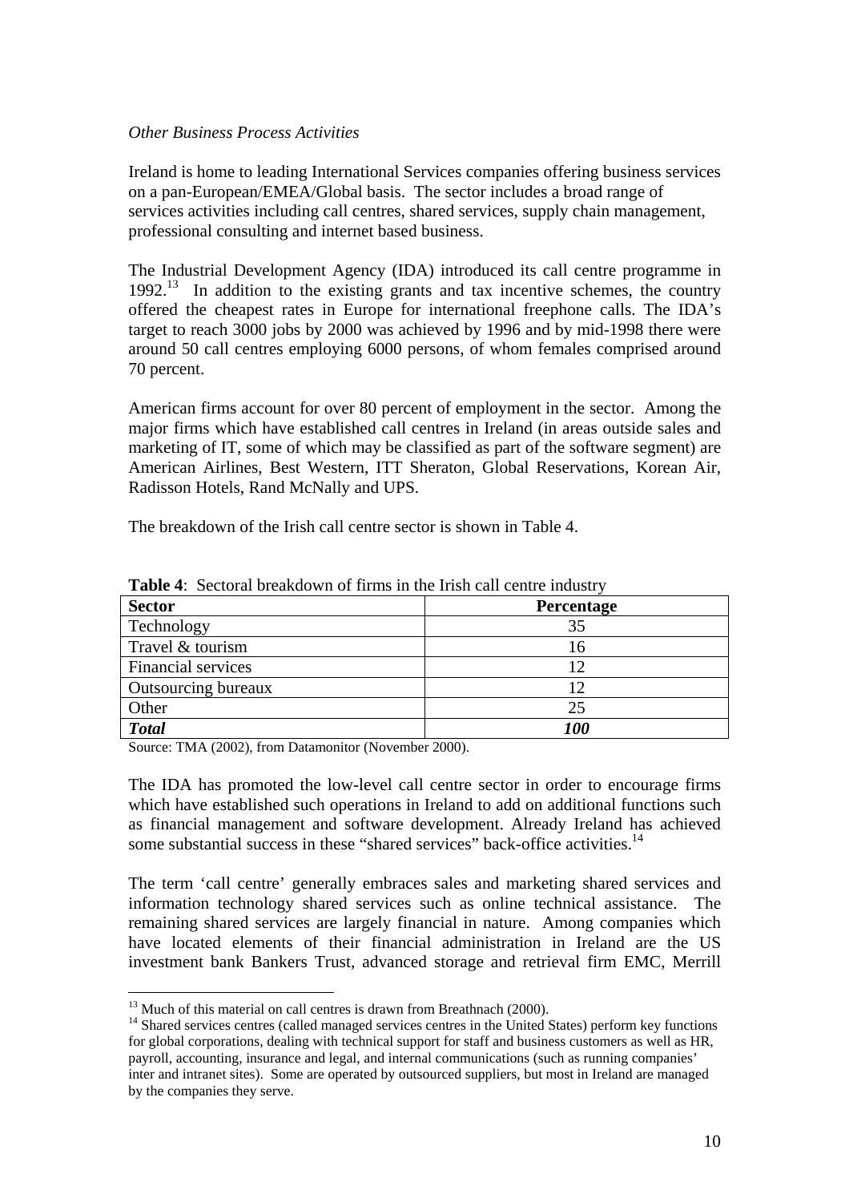*Other Business Process Activities*

Ireland is home to leading International Services companies offering business services on a pan-European/EMEA/Global basis. The sector includes a broad range of services activities including call centres, shared services, supply chain management, professional consulting and internet based business.

The Industrial Development Agency (IDA) introduced its call centre programme in 1992.[13] In addition to the existing grants and tax incentive schemes, the country offered the cheapest rates in Europe for international freephone calls. The IDA's target to reach 3000 jobs by 2000 was achieved by 1996 and by mid-1998 there were around 50 call centres employing 6000 persons, of whom females comprised around 70 percent.

American firms account for over 80 percent of employment in the sector. Among the major firms which have established call centres in Ireland (in areas outside sales and marketing of IT, some of which may be classified as part of the software segment) are American Airlines, Best Western, ITT Sheraton, Global Reservations, Korean Air, Radisson Hotels, Rand McNally and UPS.

The breakdown of the Irish call centre sector is shown in Table 4.

**Table 4**: Sectoral breakdown of firms in the Irish call centre industry

| **Sector** | **Percentage** |
|---|---|
| Technology | 35 |
| Travel & tourism | 16 |
| Financial services | 12 |
| Outsourcing bureaux | 12 |
| Other | 25 |
| ***Total*** | ***100*** |

Source: TMA (2002), from Datamonitor (November 2000).

The IDA has promoted the low-level call centre sector in order to encourage firms which have established such operations in Ireland to add on additional functions such as financial management and software development. Already Ireland has achieved some substantial success in these "shared services" back-office activities.[14]

The term 'call centre' generally embraces sales and marketing shared services and information technology shared services such as online technical assistance. The remaining shared services are largely financial in nature. Among companies which have located elements of their financial administration in Ireland are the US investment bank Bankers Trust, advanced storage and retrieval firm EMC, Merrill

---

[13] Much of this material on call centres is drawn from Breathnach (2000).

[14] Shared services centres (called managed services centres in the United States) perform key functions for global corporations, dealing with technical support for staff and business customers as well as HR, payroll, accounting, insurance and legal, and internal communications (such as running companies' inter and intranet sites). Some are operated by outsourced suppliers, but most in Ireland are managed by the companies they serve.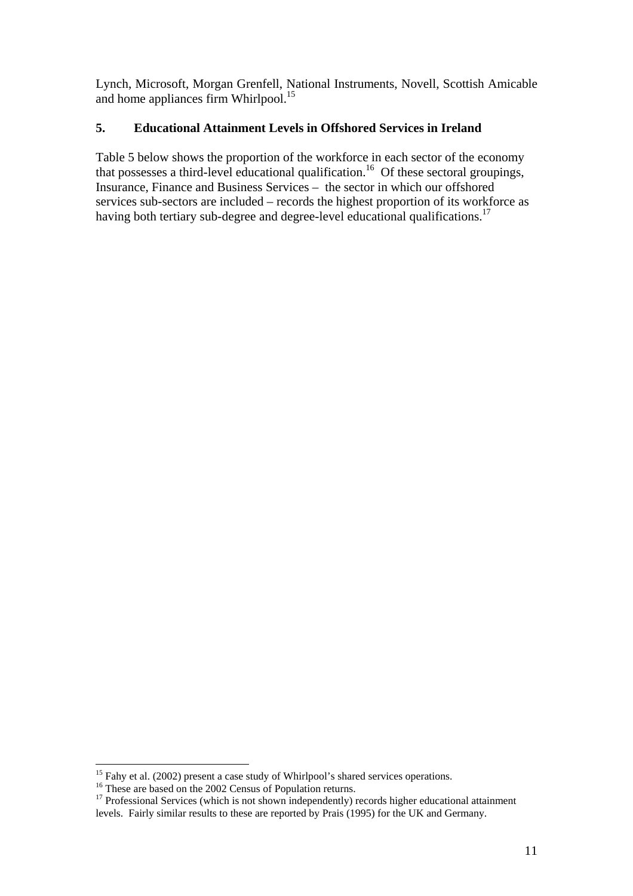Lynch, Microsoft, Morgan Grenfell, National Instruments, Novell, Scottish Amicable and home appliances firm Whirlpool.[15]

## 5. Educational Attainment Levels in Offshored Services in Ireland

Table 5 below shows the proportion of the workforce in each sector of the economy that possesses a third-level educational qualification.[16] Of these sectoral groupings, Insurance, Finance and Business Services – the sector in which our offshored services sub-sectors are included – records the highest proportion of its workforce as having both tertiary sub-degree and degree-level educational qualifications.[17]

---

[15] Fahy et al. (2002) present a case study of Whirlpool's shared services operations.

[16] These are based on the 2002 Census of Population returns.

[17] Professional Services (which is not shown independently) records higher educational attainment levels. Fairly similar results to these are reported by Prais (1995) for the UK and Germany.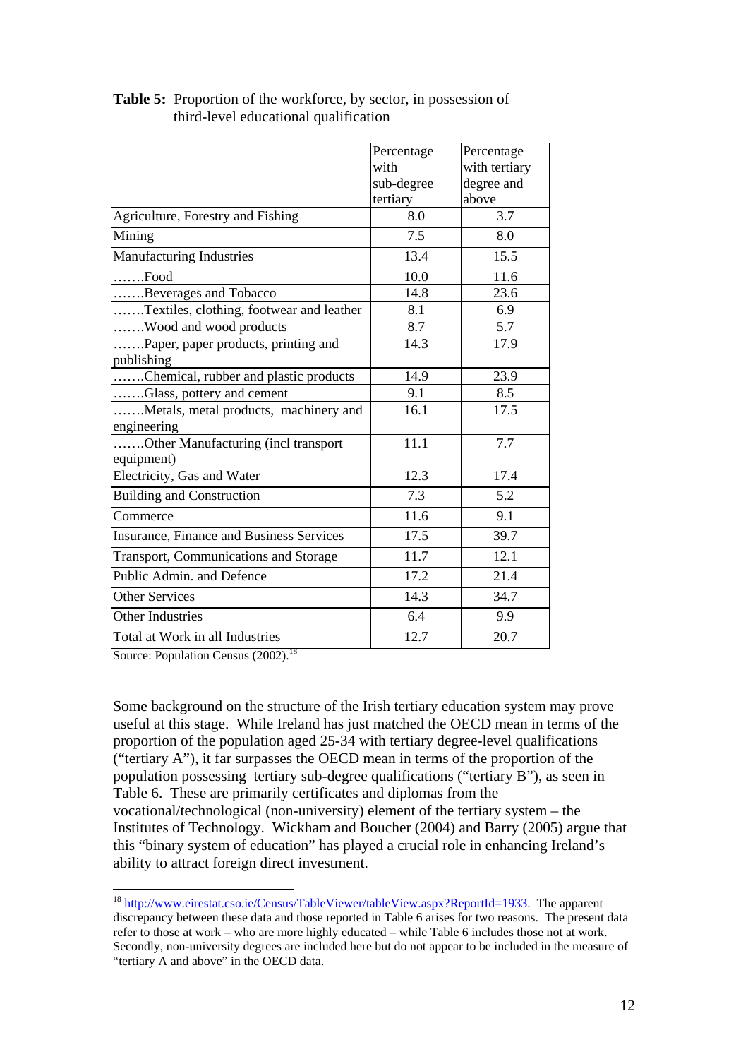**Table 5:** Proportion of the workforce, by sector, in possession of third-level educational qualification

| | Percentage with sub-degree tertiary | Percentage with tertiary degree and above |
|---|---|---|
| Agriculture, Forestry and Fishing | 8.0 | 3.7 |
| Mining | 7.5 | 8.0 |
| Manufacturing Industries | 13.4 | 15.5 |
| …….Food | 10.0 | 11.6 |
| …….Beverages and Tobacco | 14.8 | 23.6 |
| …….Textiles, clothing, footwear and leather | 8.1 | 6.9 |
| …….Wood and wood products | 8.7 | 5.7 |
| …….Paper, paper products, printing and publishing | 14.3 | 17.9 |
| …….Chemical, rubber and plastic products | 14.9 | 23.9 |
| …….Glass, pottery and cement | 9.1 | 8.5 |
| …….Metals, metal products, machinery and engineering | 16.1 | 17.5 |
| …….Other Manufacturing (incl transport equipment) | 11.1 | 7.7 |
| Electricity, Gas and Water | 12.3 | 17.4 |
| Building and Construction | 7.3 | 5.2 |
| Commerce | 11.6 | 9.1 |
| Insurance, Finance and Business Services | 17.5 | 39.7 |
| Transport, Communications and Storage | 11.7 | 12.1 |
| Public Admin. and Defence | 17.2 | 21.4 |
| Other Services | 14.3 | 34.7 |
| Other Industries | 6.4 | 9.9 |
| Total at Work in all Industries | 12.7 | 20.7 |

Source: Population Census (2002).[18]

Some background on the structure of the Irish tertiary education system may prove useful at this stage. While Ireland has just matched the OECD mean in terms of the proportion of the population aged 25-34 with tertiary degree-level qualifications ("tertiary A"), it far surpasses the OECD mean in terms of the proportion of the population possessing tertiary sub-degree qualifications ("tertiary B"), as seen in Table 6. These are primarily certificates and diplomas from the vocational/technological (non-university) element of the tertiary system – the Institutes of Technology. Wickham and Boucher (2004) and Barry (2005) argue that this "binary system of education" has played a crucial role in enhancing Ireland's ability to attract foreign direct investment.

[18] http://www.eirestat.cso.ie/Census/TableViewer/tableView.aspx?ReportId=1933. The apparent discrepancy between these data and those reported in Table 6 arises for two reasons. The present data refer to those at work – who are more highly educated – while Table 6 includes those not at work. Secondly, non-university degrees are included here but do not appear to be included in the measure of "tertiary A and above" in the OECD data.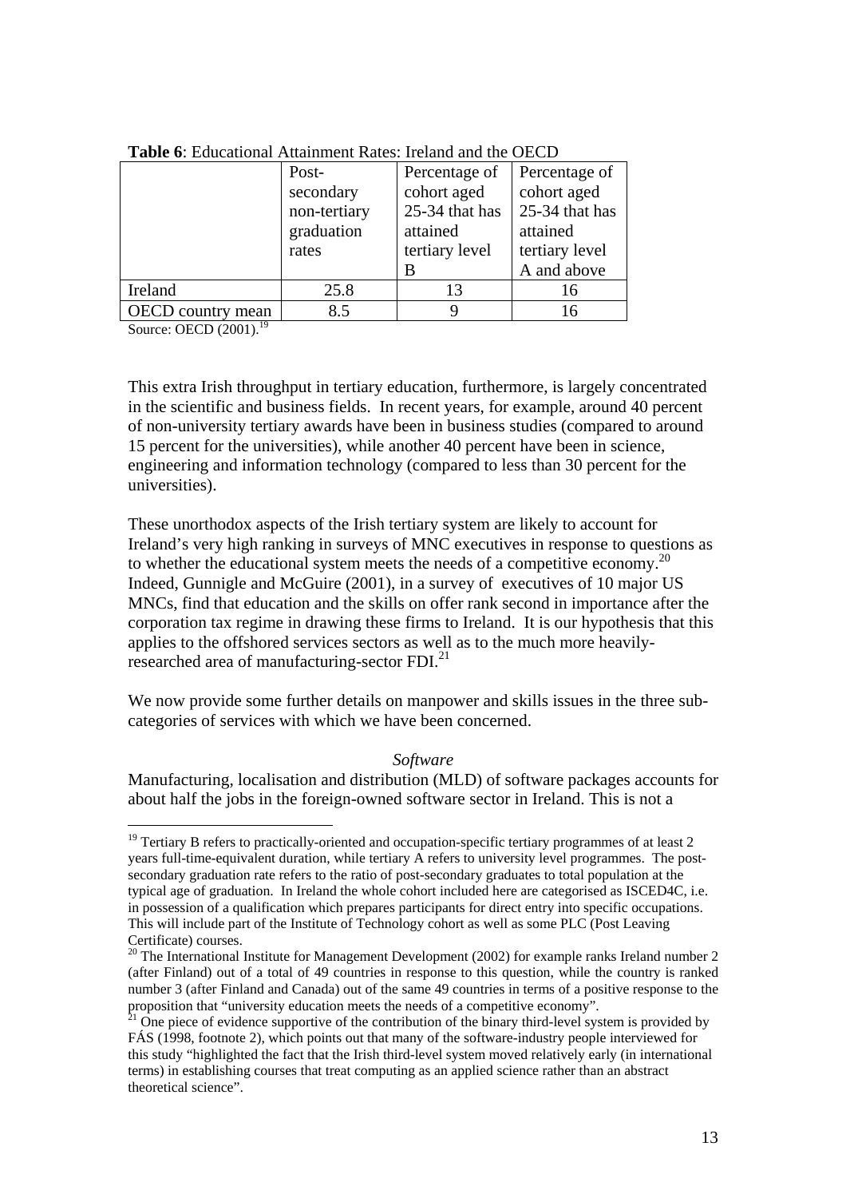**Table 6**: Educational Attainment Rates: Ireland and the OECD

| | Post-secondary non-tertiary graduation rates | Percentage of cohort aged 25-34 that has attained tertiary level B | Percentage of cohort aged 25-34 that has attained tertiary level A and above |
|---|---|---|---|
| Ireland | 25.8 | 13 | 16 |
| OECD country mean | 8.5 | 9 | 16 |

Source: OECD (2001).[19]

This extra Irish throughput in tertiary education, furthermore, is largely concentrated in the scientific and business fields. In recent years, for example, around 40 percent of non-university tertiary awards have been in business studies (compared to around 15 percent for the universities), while another 40 percent have been in science, engineering and information technology (compared to less than 30 percent for the universities).

These unorthodox aspects of the Irish tertiary system are likely to account for Ireland's very high ranking in surveys of MNC executives in response to questions as to whether the educational system meets the needs of a competitive economy.[20] Indeed, Gunnigle and McGuire (2001), in a survey of executives of 10 major US MNCs, find that education and the skills on offer rank second in importance after the corporation tax regime in drawing these firms to Ireland. It is our hypothesis that this applies to the offshored services sectors as well as to the much more heavily-researched area of manufacturing-sector FDI.[21]

We now provide some further details on manpower and skills issues in the three sub-categories of services with which we have been concerned.

*Software*

Manufacturing, localisation and distribution (MLD) of software packages accounts for about half the jobs in the foreign-owned software sector in Ireland. This is not a

[19] Tertiary B refers to practically-oriented and occupation-specific tertiary programmes of at least 2 years full-time-equivalent duration, while tertiary A refers to university level programmes. The post-secondary graduation rate refers to the ratio of post-secondary graduates to total population at the typical age of graduation. In Ireland the whole cohort included here are categorised as ISCED4C, i.e. in possession of a qualification which prepares participants for direct entry into specific occupations. This will include part of the Institute of Technology cohort as well as some PLC (Post Leaving Certificate) courses.

[20] The International Institute for Management Development (2002) for example ranks Ireland number 2 (after Finland) out of a total of 49 countries in response to this question, while the country is ranked number 3 (after Finland and Canada) out of the same 49 countries in terms of a positive response to the proposition that "university education meets the needs of a competitive economy".

[21] One piece of evidence supportive of the contribution of the binary third-level system is provided by FÁS (1998, footnote 2), which points out that many of the software-industry people interviewed for this study "highlighted the fact that the Irish third-level system moved relatively early (in international terms) in establishing courses that treat computing as an applied science rather than an abstract theoretical science".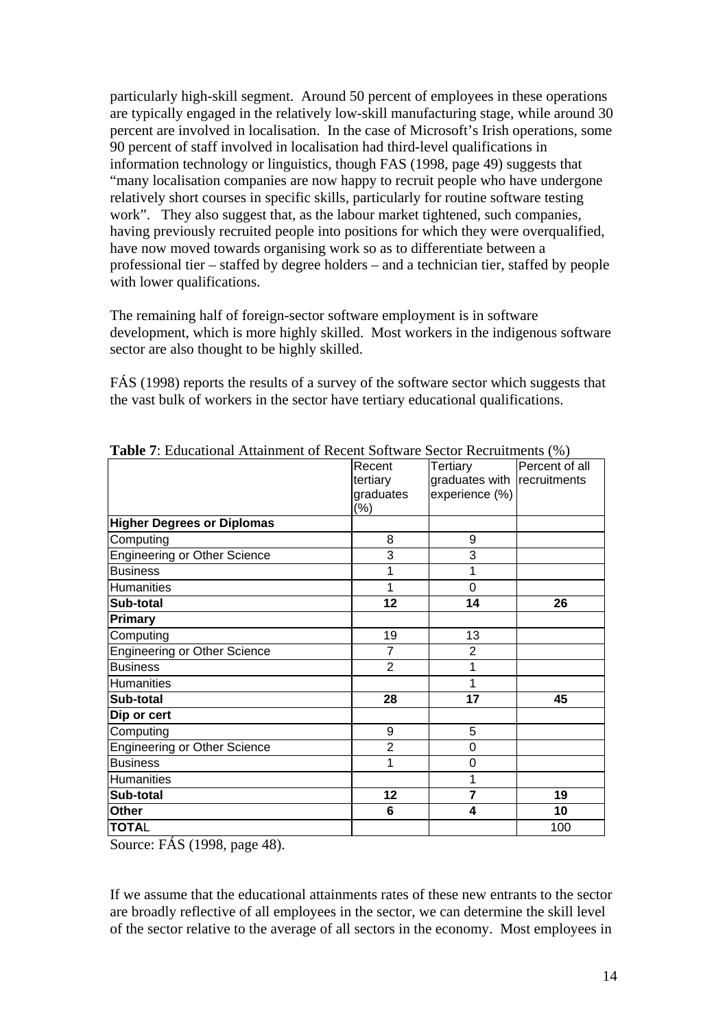particularly high-skill segment. Around 50 percent of employees in these operations are typically engaged in the relatively low-skill manufacturing stage, while around 30 percent are involved in localisation. In the case of Microsoft's Irish operations, some 90 percent of staff involved in localisation had third-level qualifications in information technology or linguistics, though FAS (1998, page 49) suggests that "many localisation companies are now happy to recruit people who have undergone relatively short courses in specific skills, particularly for routine software testing work". They also suggest that, as the labour market tightened, such companies, having previously recruited people into positions for which they were overqualified, have now moved towards organising work so as to differentiate between a professional tier – staffed by degree holders – and a technician tier, staffed by people with lower qualifications.

The remaining half of foreign-sector software employment is in software development, which is more highly skilled. Most workers in the indigenous software sector are also thought to be highly skilled.

FÁS (1998) reports the results of a survey of the software sector which suggests that the vast bulk of workers in the sector have tertiary educational qualifications.

**Table 7**: Educational Attainment of Recent Software Sector Recruitments (%)

| | Recent tertiary graduates (%) | Tertiary graduates with experience (%) | Percent of all recruitments |
|---|---|---|---|
| **Higher Degrees or Diplomas** | | | |
| Computing | 8 | 9 | |
| Engineering or Other Science | 3 | 3 | |
| Business | 1 | 1 | |
| Humanities | 1 | 0 | |
| **Sub-total** | **12** | **14** | **26** |
| **Primary** | | | |
| Computing | 19 | 13 | |
| Engineering or Other Science | 7 | 2 | |
| Business | 2 | 1 | |
| Humanities | | 1 | |
| **Sub-total** | **28** | **17** | **45** |
| **Dip or cert** | | | |
| Computing | 9 | 5 | |
| Engineering or Other Science | 2 | 0 | |
| Business | 1 | 0 | |
| Humanities | | 1 | |
| **Sub-total** | **12** | **7** | **19** |
| **Other** | **6** | **4** | **10** |
| **TOTAL** | | | 100 |

Source: FÁS (1998, page 48).

If we assume that the educational attainments rates of these new entrants to the sector are broadly reflective of all employees in the sector, we can determine the skill level of the sector relative to the average of all sectors in the economy. Most employees in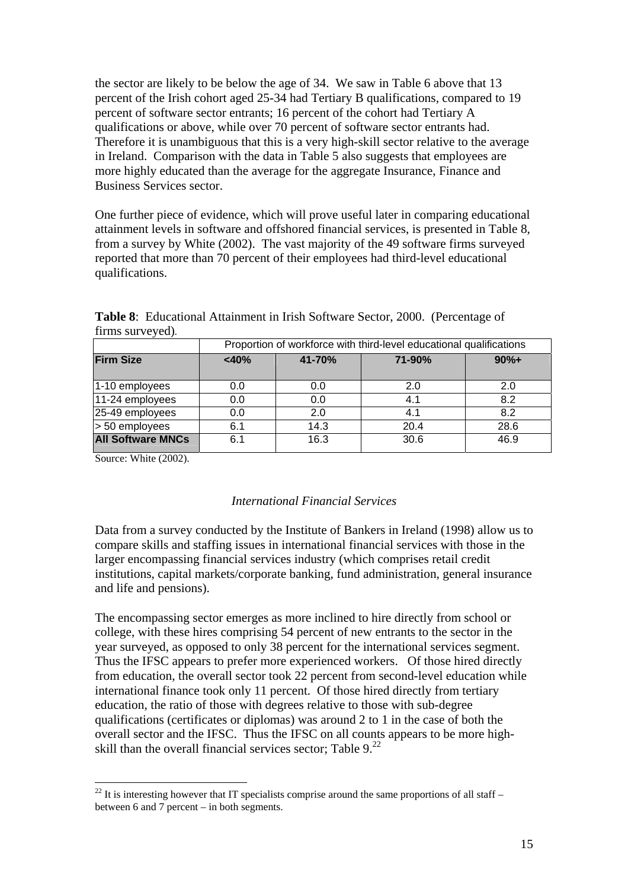the sector are likely to be below the age of 34. We saw in Table 6 above that 13 percent of the Irish cohort aged 25-34 had Tertiary B qualifications, compared to 19 percent of software sector entrants; 16 percent of the cohort had Tertiary A qualifications or above, while over 70 percent of software sector entrants had. Therefore it is unambiguous that this is a very high-skill sector relative to the average in Ireland. Comparison with the data in Table 5 also suggests that employees are more highly educated than the average for the aggregate Insurance, Finance and Business Services sector.

One further piece of evidence, which will prove useful later in comparing educational attainment levels in software and offshored financial services, is presented in Table 8, from a survey by White (2002). The vast majority of the 49 software firms surveyed reported that more than 70 percent of their employees had third-level educational qualifications.

**Table 8**: Educational Attainment in Irish Software Sector, 2000. (Percentage of firms surveyed).

| | Proportion of workforce with third-level educational qualifications | | | |
|---|---|---|---|---|
| **Firm Size** | **<40%** | **41-70%** | **71-90%** | **90%+** |
| 1-10 employees | 0.0 | 0.0 | 2.0 | 2.0 |
| 11-24 employees | 0.0 | 0.0 | 4.1 | 8.2 |
| 25-49 employees | 0.0 | 2.0 | 4.1 | 8.2 |
| > 50 employees | 6.1 | 14.3 | 20.4 | 28.6 |
| **All Software MNCs** | 6.1 | 16.3 | 30.6 | 46.9 |

Source: White (2002).

*International Financial Services*

Data from a survey conducted by the Institute of Bankers in Ireland (1998) allow us to compare skills and staffing issues in international financial services with those in the larger encompassing financial services industry (which comprises retail credit institutions, capital markets/corporate banking, fund administration, general insurance and life and pensions).

The encompassing sector emerges as more inclined to hire directly from school or college, with these hires comprising 54 percent of new entrants to the sector in the year surveyed, as opposed to only 38 percent for the international services segment. Thus the IFSC appears to prefer more experienced workers. Of those hired directly from education, the overall sector took 22 percent from second-level education while international finance took only 11 percent. Of those hired directly from tertiary education, the ratio of those with degrees relative to those with sub-degree qualifications (certificates or diplomas) was around 2 to 1 in the case of both the overall sector and the IFSC. Thus the IFSC on all counts appears to be more high-skill than the overall financial services sector; Table 9.[22]

[22] It is interesting however that IT specialists comprise around the same proportions of all staff – between 6 and 7 percent – in both segments.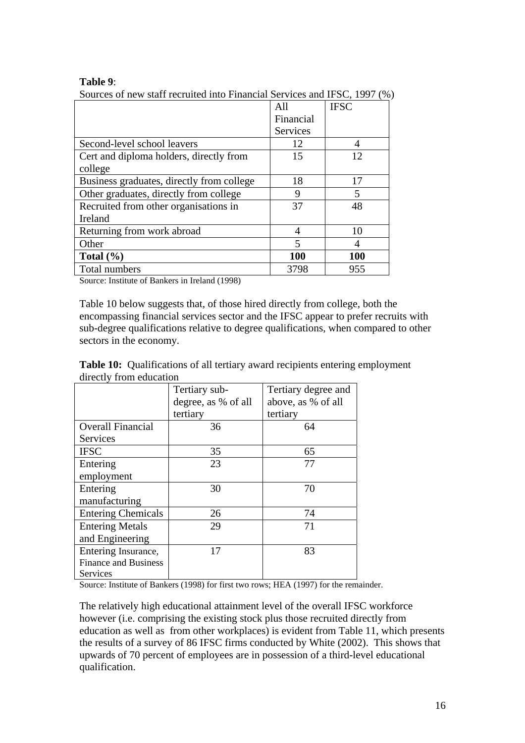**Table 9**:

Sources of new staff recruited into Financial Services and IFSC, 1997 (%)

| | All Financial Services | IFSC |
|---|---|---|
| Second-level school leavers | 12 | 4 |
| Cert and diploma holders, directly from college | 15 | 12 |
| Business graduates, directly from college | 18 | 17 |
| Other graduates, directly from college | 9 | 5 |
| Recruited from other organisations in Ireland | 37 | 48 |
| Returning from work abroad | 4 | 10 |
| Other | 5 | 4 |
| **Total (%)** | **100** | **100** |
| Total numbers | 3798 | 955 |

Source: Institute of Bankers in Ireland (1998)

Table 10 below suggests that, of those hired directly from college, both the encompassing financial services sector and the IFSC appear to prefer recruits with sub-degree qualifications relative to degree qualifications, when compared to other sectors in the economy.

**Table 10:** Qualifications of all tertiary award recipients entering employment directly from education

| | Tertiary sub-degree, as % of all tertiary | Tertiary degree and above, as % of all tertiary |
|---|---|---|
| Overall Financial Services | 36 | 64 |
| IFSC | 35 | 65 |
| Entering employment | 23 | 77 |
| Entering manufacturing | 30 | 70 |
| Entering Chemicals | 26 | 74 |
| Entering Metals and Engineering | 29 | 71 |
| Entering Insurance, Finance and Business Services | 17 | 83 |

Source: Institute of Bankers (1998) for first two rows; HEA (1997) for the remainder.

The relatively high educational attainment level of the overall IFSC workforce however (i.e. comprising the existing stock plus those recruited directly from education as well as from other workplaces) is evident from Table 11, which presents the results of a survey of 86 IFSC firms conducted by White (2002). This shows that upwards of 70 percent of employees are in possession of a third-level educational qualification.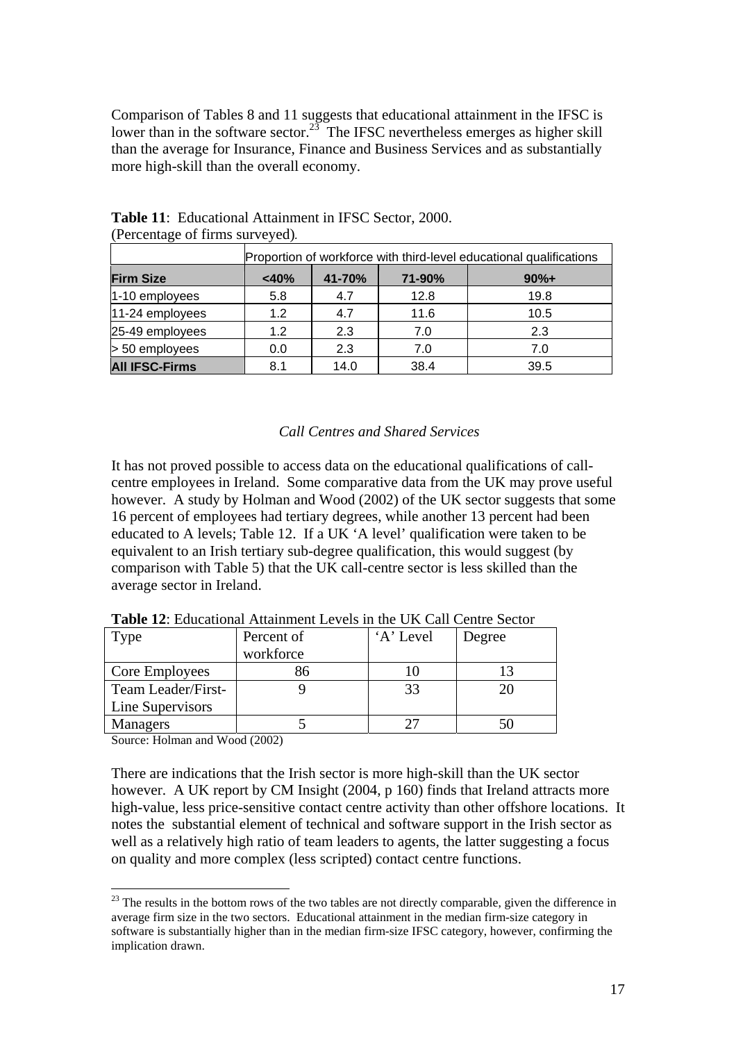Comparison of Tables 8 and 11 suggests that educational attainment in the IFSC is lower than in the software sector.[23] The IFSC nevertheless emerges as higher skill than the average for Insurance, Finance and Business Services and as substantially more high-skill than the overall economy.

**Table 11**: Educational Attainment in IFSC Sector, 2000.
(Percentage of firms surveyed).

| | Proportion of workforce with third-level educational qualifications | | | |
|---|---|---|---|---|
| **Firm Size** | **<40%** | **41-70%** | **71-90%** | **90%+** |
| 1-10 employees | 5.8 | 4.7 | 12.8 | 19.8 |
| 11-24 employees | 1.2 | 4.7 | 11.6 | 10.5 |
| 25-49 employees | 1.2 | 2.3 | 7.0 | 2.3 |
| > 50 employees | 0.0 | 2.3 | 7.0 | 7.0 |
| **All IFSC-Firms** | 8.1 | 14.0 | 38.4 | 39.5 |

*Call Centres and Shared Services*

It has not proved possible to access data on the educational qualifications of call-centre employees in Ireland. Some comparative data from the UK may prove useful however. A study by Holman and Wood (2002) of the UK sector suggests that some 16 percent of employees had tertiary degrees, while another 13 percent had been educated to A levels; Table 12. If a UK 'A level' qualification were taken to be equivalent to an Irish tertiary sub-degree qualification, this would suggest (by comparison with Table 5) that the UK call-centre sector is less skilled than the average sector in Ireland.

**Table 12**: Educational Attainment Levels in the UK Call Centre Sector

| Type | Percent of workforce | 'A' Level | Degree |
|---|---|---|---|
| Core Employees | 86 | 10 | 13 |
| Team Leader/First-Line Supervisors | 9 | 33 | 20 |
| Managers | 5 | 27 | 50 |

Source: Holman and Wood (2002)

There are indications that the Irish sector is more high-skill than the UK sector however. A UK report by CM Insight (2004, p 160) finds that Ireland attracts more high-value, less price-sensitive contact centre activity than other offshore locations. It notes the substantial element of technical and software support in the Irish sector as well as a relatively high ratio of team leaders to agents, the latter suggesting a focus on quality and more complex (less scripted) contact centre functions.

[23] The results in the bottom rows of the two tables are not directly comparable, given the difference in average firm size in the two sectors. Educational attainment in the median firm-size category in software is substantially higher than in the median firm-size IFSC category, however, confirming the implication drawn.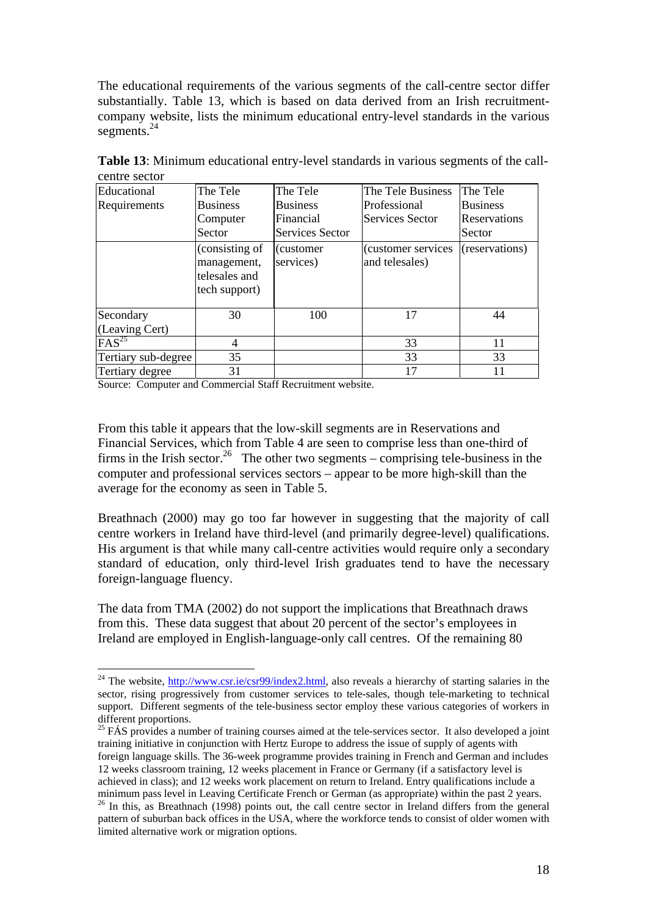The educational requirements of the various segments of the call-centre sector differ substantially. Table 13, which is based on data derived from an Irish recruitment-company website, lists the minimum educational entry-level standards in the various segments.[24]

**Table 13**: Minimum educational entry-level standards in various segments of the call-centre sector

| Educational Requirements | The Tele Business Computer Sector | The Tele Business Financial Services Sector | The Tele Business Professional Services Sector | The Tele Business Reservations Sector |
|---|---|---|---|---|
| | (consisting of management, telesales and tech support) | (customer services) | (customer services and telesales) | (reservations) |
| Secondary (Leaving Cert) | 30 | 100 | 17 | 44 |
| FAS[25] | 4 | | 33 | 11 |
| Tertiary sub-degree | 35 | | 33 | 33 |
| Tertiary degree | 31 | | 17 | 11 |

Source: Computer and Commercial Staff Recruitment website.

From this table it appears that the low-skill segments are in Reservations and Financial Services, which from Table 4 are seen to comprise less than one-third of firms in the Irish sector.[26] The other two segments – comprising tele-business in the computer and professional services sectors – appear to be more high-skill than the average for the economy as seen in Table 5.

Breathnach (2000) may go too far however in suggesting that the majority of call centre workers in Ireland have third-level (and primarily degree-level) qualifications. His argument is that while many call-centre activities would require only a secondary standard of education, only third-level Irish graduates tend to have the necessary foreign-language fluency.

The data from TMA (2002) do not support the implications that Breathnach draws from this. These data suggest that about 20 percent of the sector's employees in Ireland are employed in English-language-only call centres. Of the remaining 80

---

[24] The website, http://www.csr.ie/csr99/index2.html, also reveals a hierarchy of starting salaries in the sector, rising progressively from customer services to tele-sales, though tele-marketing to technical support. Different segments of the tele-business sector employ these various categories of workers in different proportions.

[25] FÁS provides a number of training courses aimed at the tele-services sector. It also developed a joint training initiative in conjunction with Hertz Europe to address the issue of supply of agents with foreign language skills. The 36-week programme provides training in French and German and includes 12 weeks classroom training, 12 weeks placement in France or Germany (if a satisfactory level is achieved in class); and 12 weeks work placement on return to Ireland. Entry qualifications include a minimum pass level in Leaving Certificate French or German (as appropriate) within the past 2 years.

[26] In this, as Breathnach (1998) points out, the call centre sector in Ireland differs from the general pattern of suburban back offices in the USA, where the workforce tends to consist of older women with limited alternative work or migration options.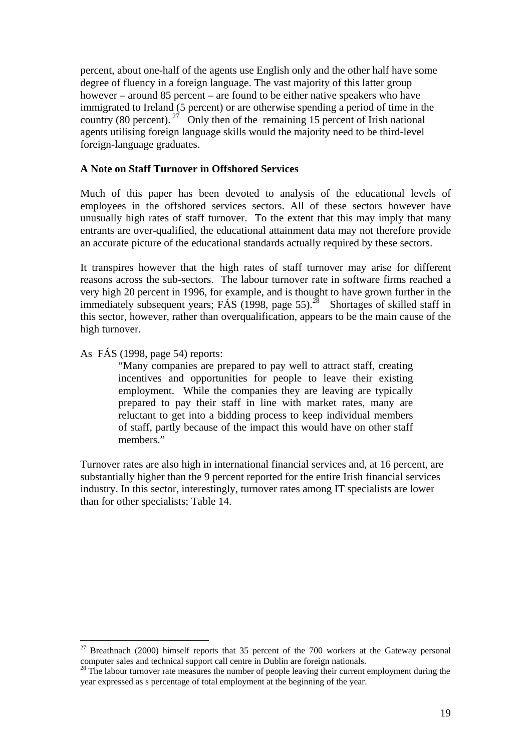percent, about one-half of the agents use English only and the other half have some degree of fluency in a foreign language. The vast majority of this latter group however – around 85 percent – are found to be either native speakers who have immigrated to Ireland (5 percent) or are otherwise spending a period of time in the country (80 percent).[27] Only then of the remaining 15 percent of Irish national agents utilising foreign language skills would the majority need to be third-level foreign-language graduates.

**A Note on Staff Turnover in Offshored Services**

Much of this paper has been devoted to analysis of the educational levels of employees in the offshored services sectors. All of these sectors however have unusually high rates of staff turnover. To the extent that this may imply that many entrants are over-qualified, the educational attainment data may not therefore provide an accurate picture of the educational standards actually required by these sectors.

It transpires however that the high rates of staff turnover may arise for different reasons across the sub-sectors. The labour turnover rate in software firms reached a very high 20 percent in 1996, for example, and is thought to have grown further in the immediately subsequent years; FÁS (1998, page 55).[28] Shortages of skilled staff in this sector, however, rather than overqualification, appears to be the main cause of the high turnover.

As FÁS (1998, page 54) reports:

> "Many companies are prepared to pay well to attract staff, creating incentives and opportunities for people to leave their existing employment. While the companies they are leaving are typically prepared to pay their staff in line with market rates, many are reluctant to get into a bidding process to keep individual members of staff, partly because of the impact this would have on other staff members."

Turnover rates are also high in international financial services and, at 16 percent, are substantially higher than the 9 percent reported for the entire Irish financial services industry. In this sector, interestingly, turnover rates among IT specialists are lower than for other specialists; Table 14.

---

[27] Breathnach (2000) himself reports that 35 percent of the 700 workers at the Gateway personal computer sales and technical support call centre in Dublin are foreign nationals.

[28] The labour turnover rate measures the number of people leaving their current employment during the year expressed as s percentage of total employment at the beginning of the year.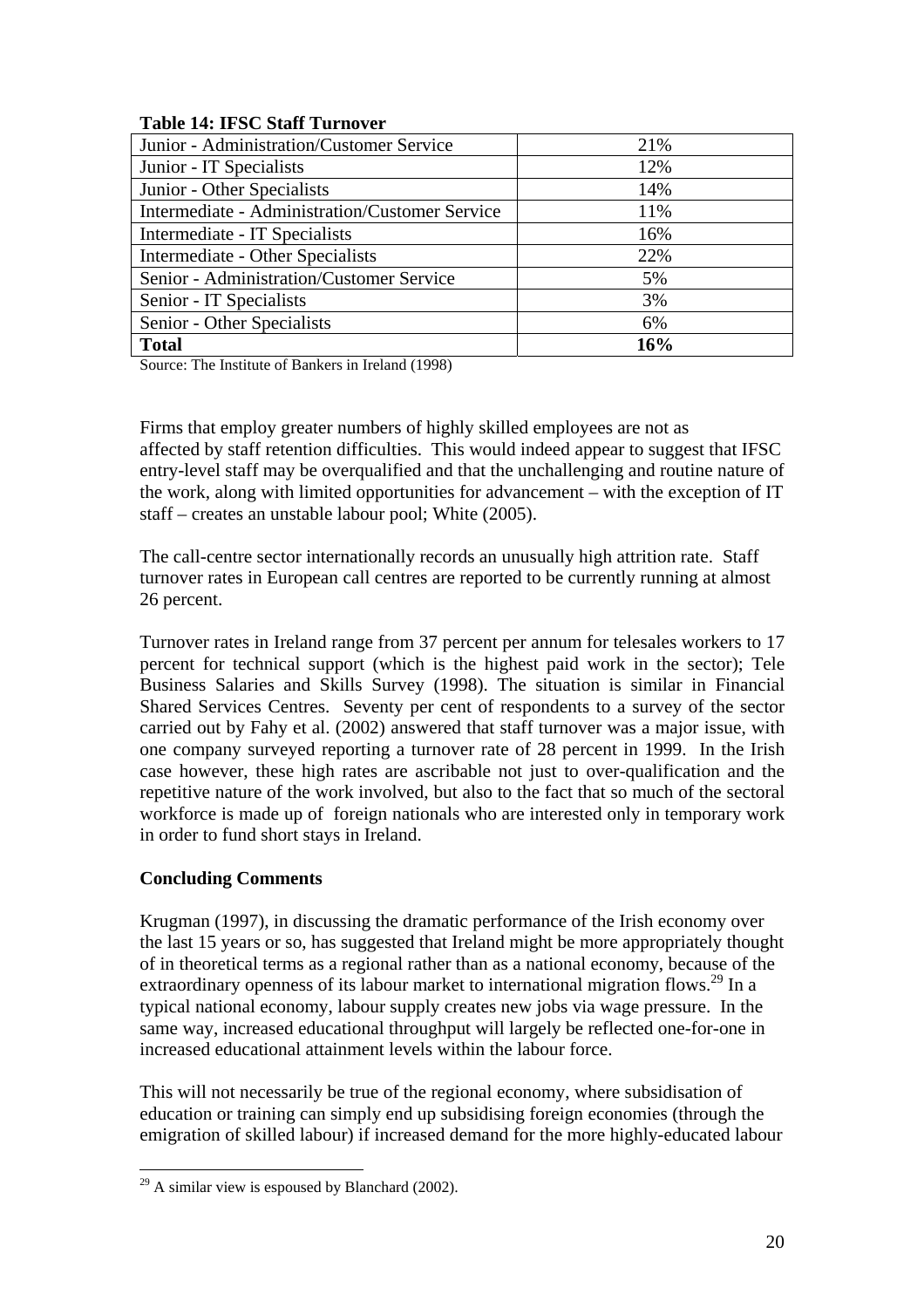**Table 14: IFSC Staff Turnover**

| | |
|---|---|
| Junior - Administration/Customer Service | 21% |
| Junior - IT Specialists | 12% |
| Junior - Other Specialists | 14% |
| Intermediate - Administration/Customer Service | 11% |
| Intermediate - IT Specialists | 16% |
| Intermediate - Other Specialists | 22% |
| Senior - Administration/Customer Service | 5% |
| Senior - IT Specialists | 3% |
| Senior - Other Specialists | 6% |
| **Total** | **16%** |

Source: The Institute of Bankers in Ireland (1998)

Firms that employ greater numbers of highly skilled employees are not as affected by staff retention difficulties. This would indeed appear to suggest that IFSC entry-level staff may be overqualified and that the unchallenging and routine nature of the work, along with limited opportunities for advancement – with the exception of IT staff – creates an unstable labour pool; White (2005).

The call-centre sector internationally records an unusually high attrition rate. Staff turnover rates in European call centres are reported to be currently running at almost 26 percent.

Turnover rates in Ireland range from 37 percent per annum for telesales workers to 17 percent for technical support (which is the highest paid work in the sector); Tele Business Salaries and Skills Survey (1998). The situation is similar in Financial Shared Services Centres. Seventy per cent of respondents to a survey of the sector carried out by Fahy et al. (2002) answered that staff turnover was a major issue, with one company surveyed reporting a turnover rate of 28 percent in 1999. In the Irish case however, these high rates are ascribable not just to over-qualification and the repetitive nature of the work involved, but also to the fact that so much of the sectoral workforce is made up of foreign nationals who are interested only in temporary work in order to fund short stays in Ireland.

**Concluding Comments**

Krugman (1997), in discussing the dramatic performance of the Irish economy over the last 15 years or so, has suggested that Ireland might be more appropriately thought of in theoretical terms as a regional rather than as a national economy, because of the extraordinary openness of its labour market to international migration flows.[29] In a typical national economy, labour supply creates new jobs via wage pressure. In the same way, increased educational throughput will largely be reflected one-for-one in increased educational attainment levels within the labour force.

This will not necessarily be true of the regional economy, where subsidisation of education or training can simply end up subsidising foreign economies (through the emigration of skilled labour) if increased demand for the more highly-educated labour

[29] A similar view is espoused by Blanchard (2002).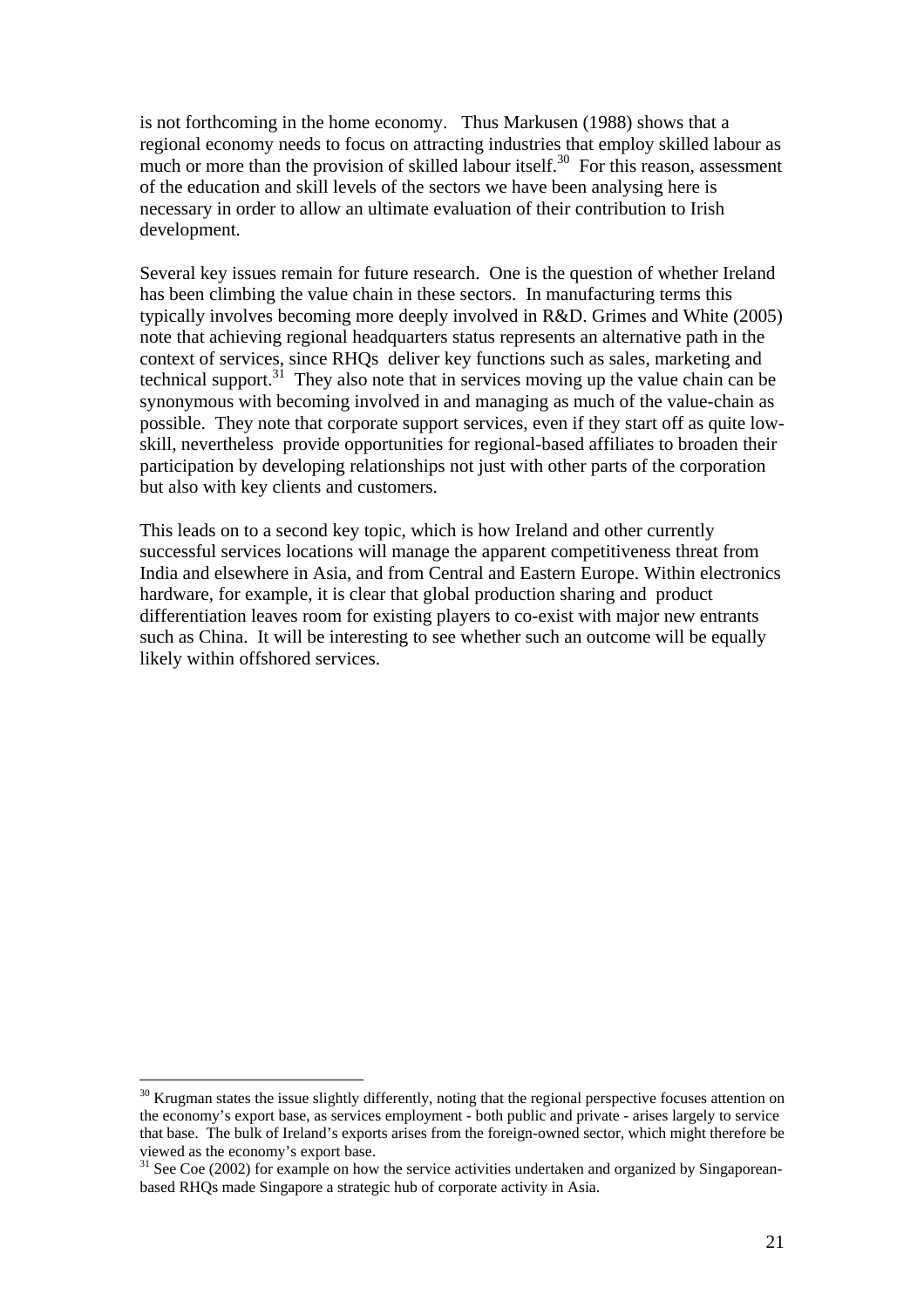is not forthcoming in the home economy. Thus Markusen (1988) shows that a regional economy needs to focus on attracting industries that employ skilled labour as much or more than the provision of skilled labour itself.[30] For this reason, assessment of the education and skill levels of the sectors we have been analysing here is necessary in order to allow an ultimate evaluation of their contribution to Irish development.

Several key issues remain for future research. One is the question of whether Ireland has been climbing the value chain in these sectors. In manufacturing terms this typically involves becoming more deeply involved in R&D. Grimes and White (2005) note that achieving regional headquarters status represents an alternative path in the context of services, since RHQs deliver key functions such as sales, marketing and technical support.[31] They also note that in services moving up the value chain can be synonymous with becoming involved in and managing as much of the value-chain as possible. They note that corporate support services, even if they start off as quite low-skill, nevertheless provide opportunities for regional-based affiliates to broaden their participation by developing relationships not just with other parts of the corporation but also with key clients and customers.

This leads on to a second key topic, which is how Ireland and other currently successful services locations will manage the apparent competitiveness threat from India and elsewhere in Asia, and from Central and Eastern Europe. Within electronics hardware, for example, it is clear that global production sharing and product differentiation leaves room for existing players to co-exist with major new entrants such as China. It will be interesting to see whether such an outcome will be equally likely within offshored services.

---

[30] Krugman states the issue slightly differently, noting that the regional perspective focuses attention on the economy's export base, as services employment - both public and private - arises largely to service that base. The bulk of Ireland's exports arises from the foreign-owned sector, which might therefore be viewed as the economy's export base.

[31] See Coe (2002) for example on how the service activities undertaken and organized by Singaporean-based RHQs made Singapore a strategic hub of corporate activity in Asia.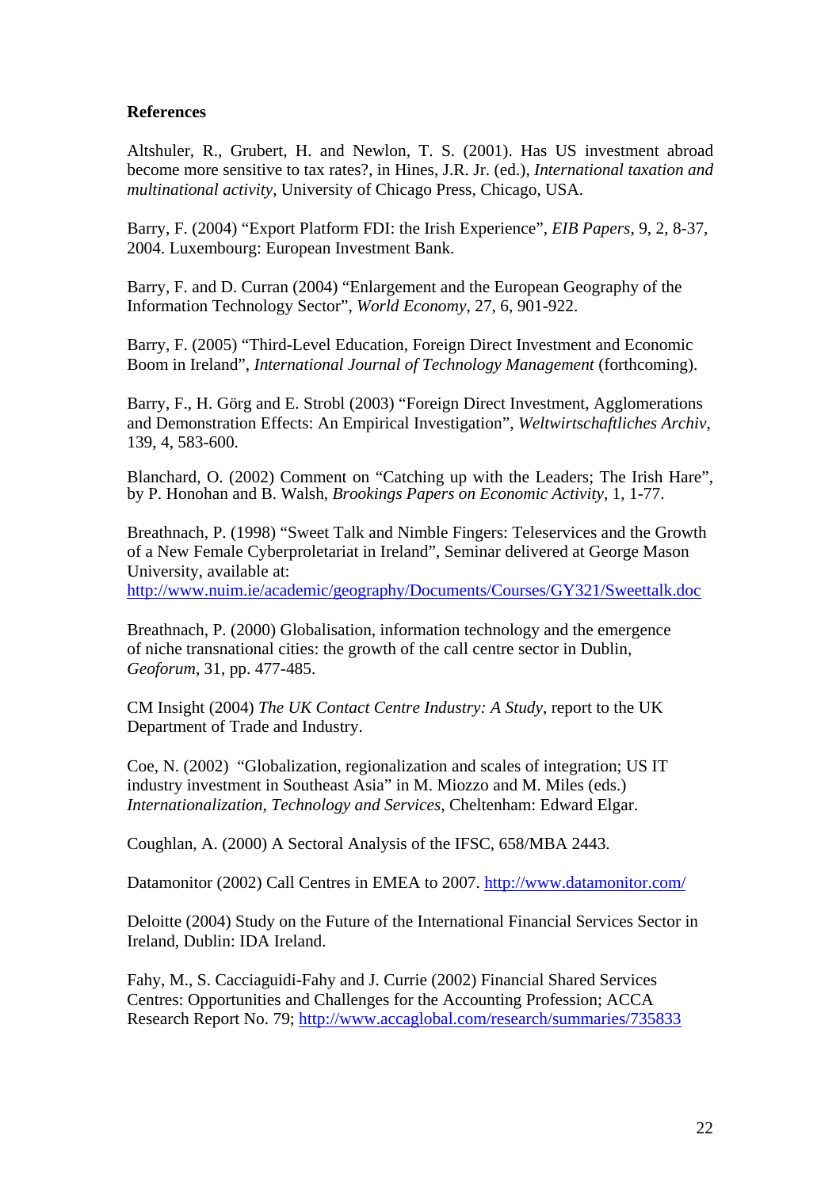**References**

Altshuler, R., Grubert, H. and Newlon, T. S. (2001). Has US investment abroad become more sensitive to tax rates?, in Hines, J.R. Jr. (ed.), *International taxation and multinational activity*, University of Chicago Press, Chicago, USA.

Barry, F. (2004) "Export Platform FDI: the Irish Experience", *EIB Papers*, 9, 2, 8-37, 2004. Luxembourg: European Investment Bank.

Barry, F. and D. Curran (2004) "Enlargement and the European Geography of the Information Technology Sector", *World Economy*, 27, 6, 901-922.

Barry, F. (2005) "Third-Level Education, Foreign Direct Investment and Economic Boom in Ireland", *International Journal of Technology Management* (forthcoming).

Barry, F., H. Görg and E. Strobl (2003) "Foreign Direct Investment, Agglomerations and Demonstration Effects: An Empirical Investigation", *Weltwirtschaftliches Archiv*, 139, 4, 583-600.

Blanchard, O. (2002) Comment on "Catching up with the Leaders; The Irish Hare", by P. Honohan and B. Walsh, *Brookings Papers on Economic Activity*, 1, 1-77.

Breathnach, P. (1998) "Sweet Talk and Nimble Fingers: Teleservices and the Growth of a New Female Cyberproletariat in Ireland", Seminar delivered at George Mason University, available at: http://www.nuim.ie/academic/geography/Documents/Courses/GY321/Sweettalk.doc

Breathnach, P. (2000) Globalisation, information technology and the emergence of niche transnational cities: the growth of the call centre sector in Dublin, *Geoforum*, 31, pp. 477-485.

CM Insight (2004) *The UK Contact Centre Industry: A Study*, report to the UK Department of Trade and Industry.

Coe, N. (2002) "Globalization, regionalization and scales of integration; US IT industry investment in Southeast Asia" in M. Miozzo and M. Miles (eds.) *Internationalization, Technology and Services*, Cheltenham: Edward Elgar.

Coughlan, A. (2000) A Sectoral Analysis of the IFSC, 658/MBA 2443.

Datamonitor (2002) Call Centres in EMEA to 2007. http://www.datamonitor.com/

Deloitte (2004) Study on the Future of the International Financial Services Sector in Ireland, Dublin: IDA Ireland.

Fahy, M., S. Cacciaguidi-Fahy and J. Currie (2002) Financial Shared Services Centres: Opportunities and Challenges for the Accounting Profession; ACCA Research Report No. 79; http://www.accaglobal.com/research/summaries/735833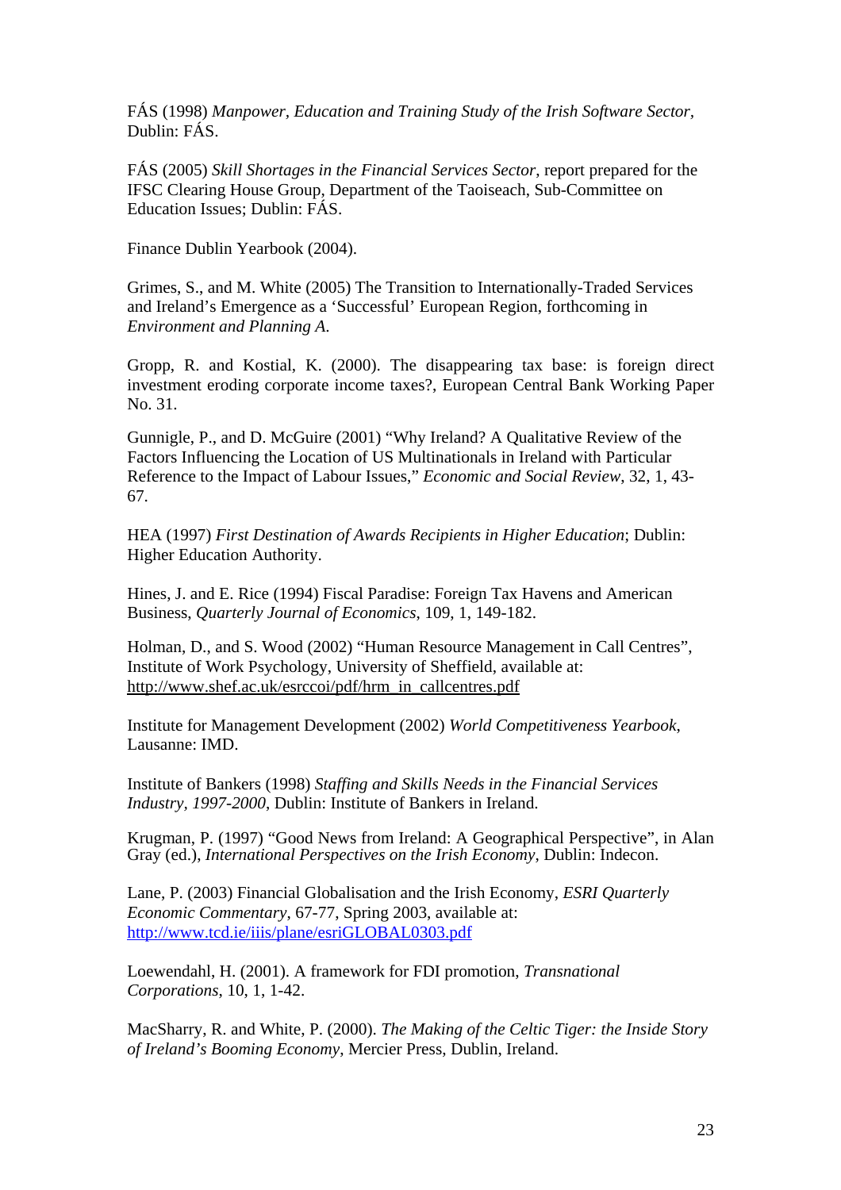FÁS (1998) *Manpower, Education and Training Study of the Irish Software Sector*, Dublin: FÁS.

FÁS (2005) *Skill Shortages in the Financial Services Sector*, report prepared for the IFSC Clearing House Group, Department of the Taoiseach, Sub-Committee on Education Issues; Dublin: FÁS.

Finance Dublin Yearbook (2004).

Grimes, S., and M. White (2005) The Transition to Internationally-Traded Services and Ireland's Emergence as a 'Successful' European Region, forthcoming in *Environment and Planning A.*

Gropp, R. and Kostial, K. (2000). The disappearing tax base: is foreign direct investment eroding corporate income taxes?, European Central Bank Working Paper No. 31.

Gunnigle, P., and D. McGuire (2001) "Why Ireland? A Qualitative Review of the Factors Influencing the Location of US Multinationals in Ireland with Particular Reference to the Impact of Labour Issues," *Economic and Social Review*, 32, 1, 43-67.

HEA (1997) *First Destination of Awards Recipients in Higher Education*; Dublin: Higher Education Authority.

Hines, J. and E. Rice (1994) Fiscal Paradise: Foreign Tax Havens and American Business, *Quarterly Journal of Economics*, 109, 1, 149-182.

Holman, D., and S. Wood (2002) "Human Resource Management in Call Centres", Institute of Work Psychology, University of Sheffield, available at: http://www.shef.ac.uk/esrccoi/pdf/hrm_in_callcentres.pdf

Institute for Management Development (2002) *World Competitiveness Yearbook*, Lausanne: IMD.

Institute of Bankers (1998) *Staffing and Skills Needs in the Financial Services Industry, 1997-2000*, Dublin: Institute of Bankers in Ireland.

Krugman, P. (1997) "Good News from Ireland: A Geographical Perspective", in Alan Gray (ed.), *International Perspectives on the Irish Economy*, Dublin: Indecon.

Lane, P. (2003) Financial Globalisation and the Irish Economy, *ESRI Quarterly Economic Commentary*, 67-77, Spring 2003, available at: http://www.tcd.ie/iiis/plane/esriGLOBAL0303.pdf

Loewendahl, H. (2001). A framework for FDI promotion, *Transnational Corporations*, 10, 1, 1-42.

MacSharry, R. and White, P. (2000). *The Making of the Celtic Tiger: the Inside Story of Ireland's Booming Economy*, Mercier Press, Dublin, Ireland.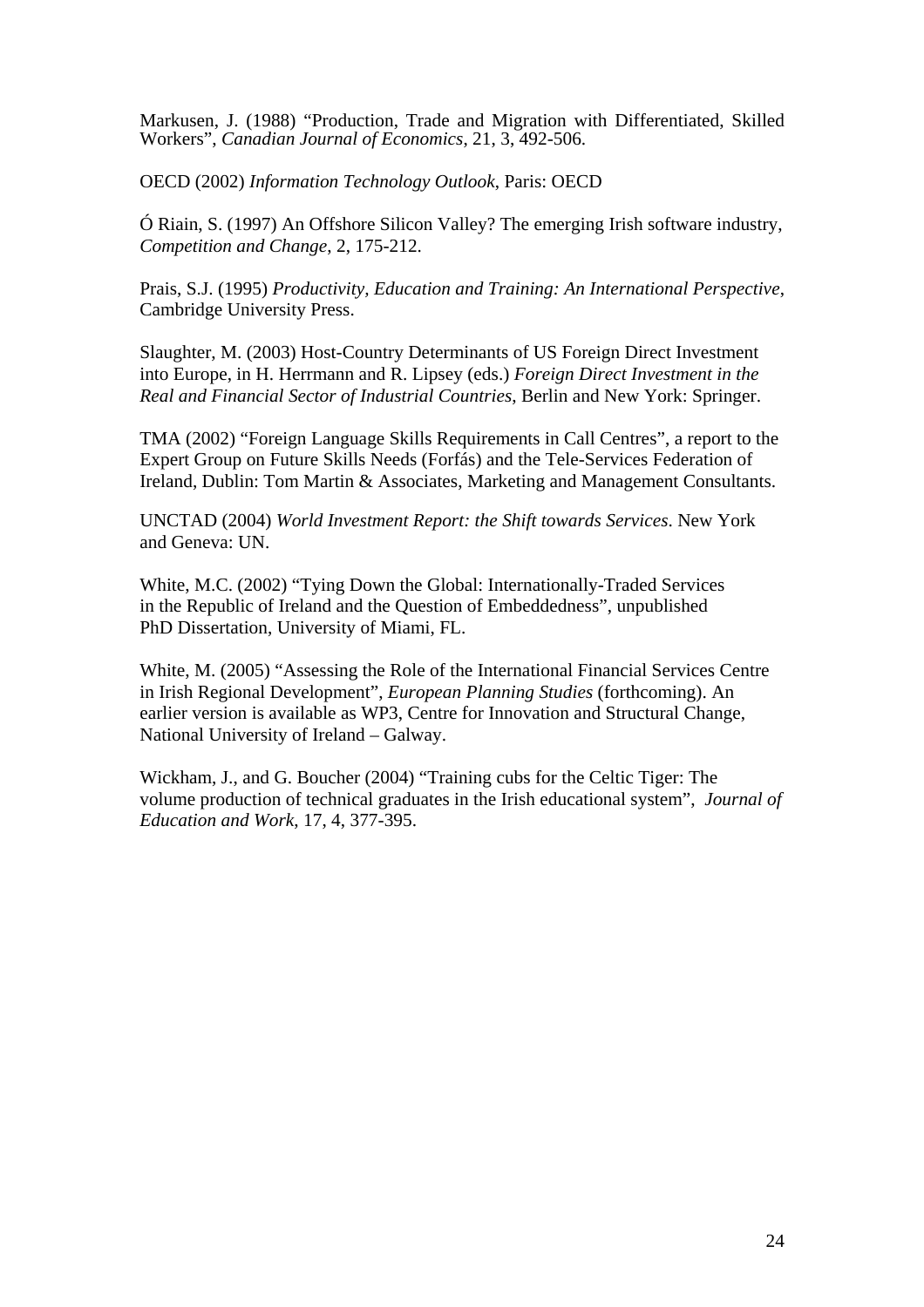Markusen, J. (1988) “Production, Trade and Migration with Differentiated, Skilled Workers”, *Canadian Journal of Economics*, 21, 3, 492-506.

OECD (2002) *Information Technology Outlook*, Paris: OECD

Ó Riain, S. (1997) An Offshore Silicon Valley? The emerging Irish software industry, *Competition and Change*, 2, 175-212.

Prais, S.J. (1995) *Productivity, Education and Training: An International Perspective*, Cambridge University Press.

Slaughter, M. (2003) Host-Country Determinants of US Foreign Direct Investment into Europe, in H. Herrmann and R. Lipsey (eds.) *Foreign Direct Investment in the Real and Financial Sector of Industrial Countries*, Berlin and New York: Springer.

TMA (2002) “Foreign Language Skills Requirements in Call Centres”, a report to the Expert Group on Future Skills Needs (Forfás) and the Tele-Services Federation of Ireland, Dublin: Tom Martin & Associates, Marketing and Management Consultants.

UNCTAD (2004) *World Investment Report: the Shift towards Services*. New York and Geneva: UN.

White, M.C. (2002) “Tying Down the Global: Internationally-Traded Services in the Republic of Ireland and the Question of Embeddedness”, unpublished PhD Dissertation, University of Miami, FL.

White, M. (2005) “Assessing the Role of the International Financial Services Centre in Irish Regional Development”, *European Planning Studies* (forthcoming). An earlier version is available as WP3, Centre for Innovation and Structural Change, National University of Ireland – Galway.

Wickham, J., and G. Boucher (2004) “Training cubs for the Celtic Tiger: The volume production of technical graduates in the Irish educational system”, *Journal of Education and Work*, 17, 4, 377-395.